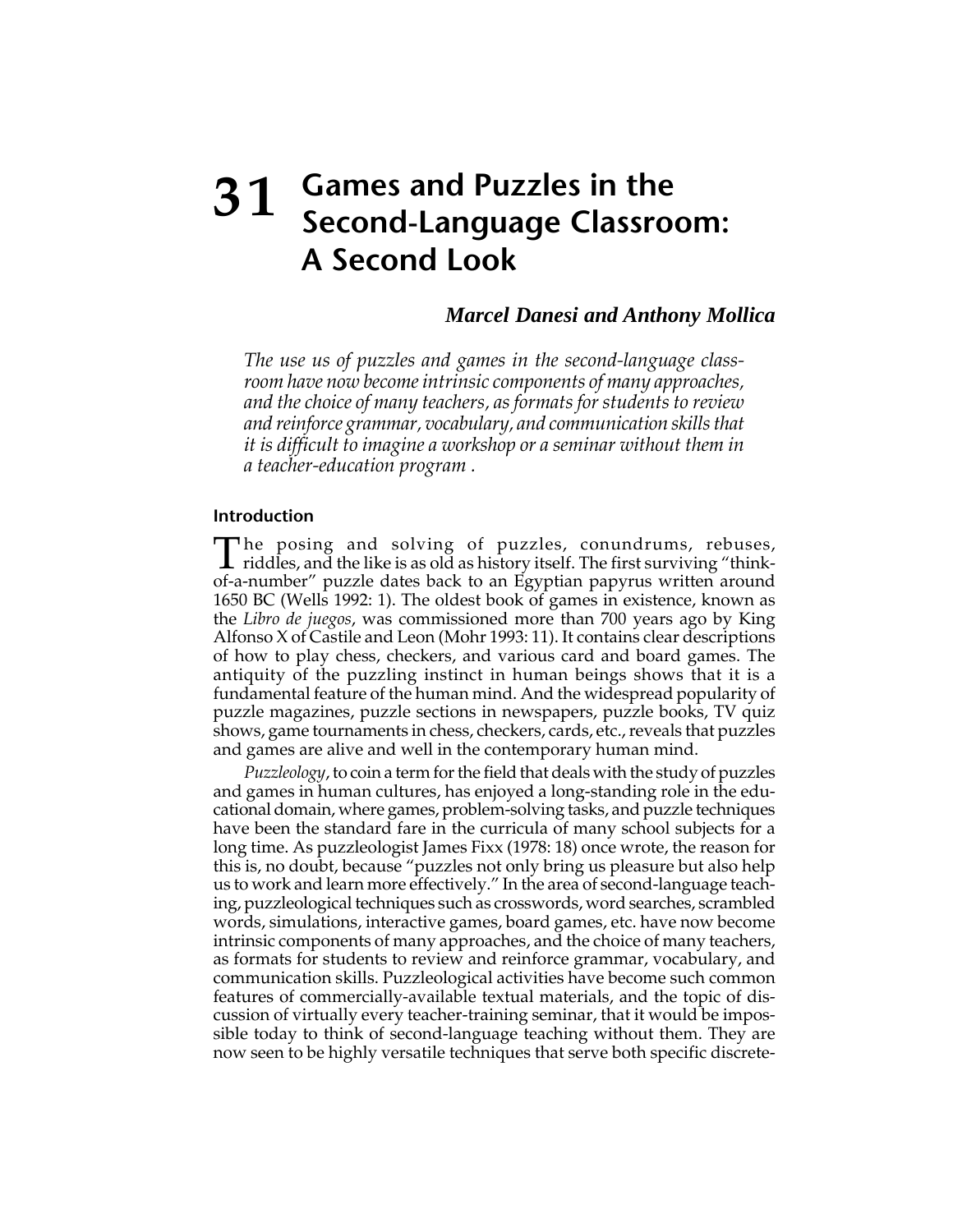# 31 Games and Puzzles in the Second-Language Classroom: A Second Look

***Marcel Danesi and Anthony Mollica***

*The use us of puzzles and games in the second-language classroom have now become intrinsic components of many approaches, and the choice of many teachers, as formats for students to review and reinforce grammar, vocabulary, and communication skills that it is difficult to imagine a workshop or a seminar without them in a teacher-education program .*

## Introduction

The posing and solving of puzzles, conundrums, rebuses, riddles, and the like is as old as history itself. The first surviving "think-of-a-number" puzzle dates back to an Egyptian papyrus written around 1650 BC (Wells 1992: 1). The oldest book of games in existence, known as the *Libro de juegos*, was commissioned more than 700 years ago by King Alfonso X of Castile and Leon (Mohr 1993: 11). It contains clear descriptions of how to play chess, checkers, and various card and board games. The antiquity of the puzzling instinct in human beings shows that it is a fundamental feature of the human mind. And the widespread popularity of puzzle magazines, puzzle sections in newspapers, puzzle books, TV quiz shows, game tournaments in chess, checkers, cards, etc., reveals that puzzles and games are alive and well in the contemporary human mind.

*Puzzleology*, to coin a term for the field that deals with the study of puzzles and games in human cultures, has enjoyed a long-standing role in the educational domain, where games, problem-solving tasks, and puzzle techniques have been the standard fare in the curricula of many school subjects for a long time. As puzzleologist James Fixx (1978: 18) once wrote, the reason for this is, no doubt, because "puzzles not only bring us pleasure but also help us to work and learn more effectively." In the area of second-language teaching, puzzleological techniques such as crosswords, word searches, scrambled words, simulations, interactive games, board games, etc. have now become intrinsic components of many approaches, and the choice of many teachers, as formats for students to review and reinforce grammar, vocabulary, and communication skills. Puzzleological activities have become such common features of commercially-available textual materials, and the topic of discussion of virtually every teacher-training seminar, that it would be impossible today to think of second-language teaching without them. They are now seen to be highly versatile techniques that serve both specific discrete-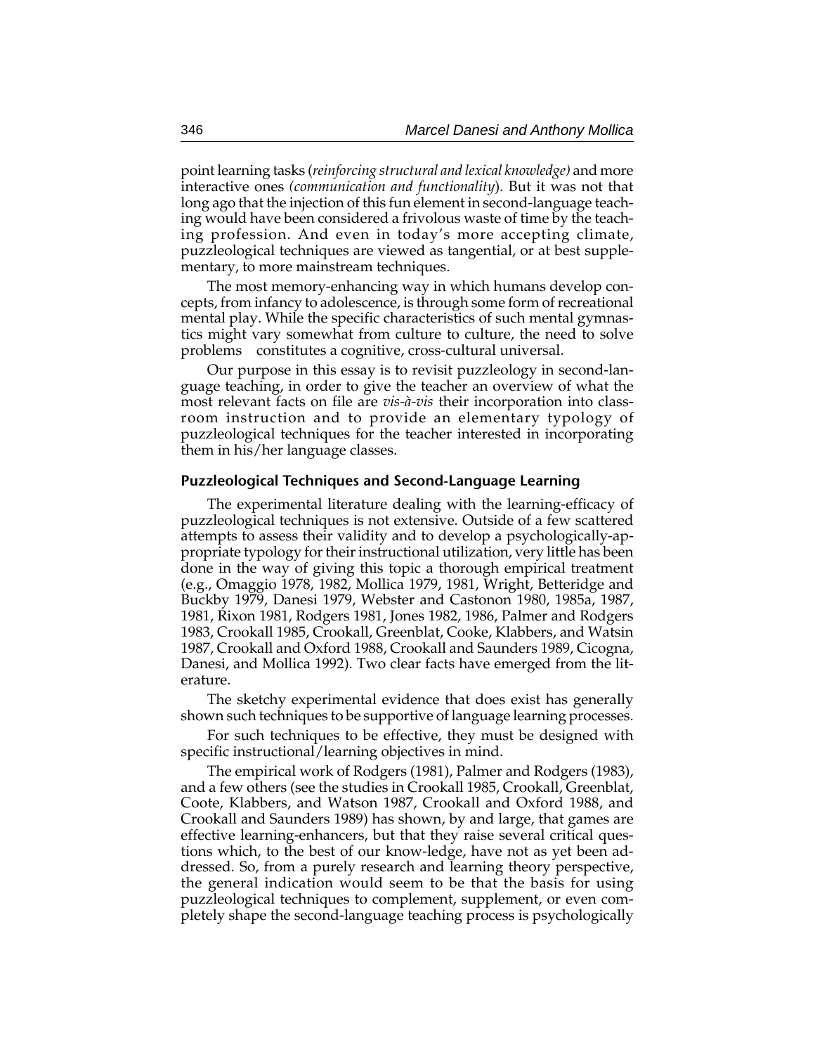point learning tasks (*reinforcing structural and lexical knowledge)* and more interactive ones *(communication and functionality*). But it was not that long ago that the injection of this fun element in second-language teaching would have been considered a frivolous waste of time by the teaching profession. And even in today's more accepting climate, puzzleological techniques are viewed as tangential, or at best supplementary, to more mainstream techniques.

The most memory-enhancing way in which humans develop concepts, from infancy to adolescence, is through some form of recreational mental play. While the specific characteristics of such mental gymnastics might vary somewhat from culture to culture, the need to solve problems constitutes a cognitive, cross-cultural universal.

Our purpose in this essay is to revisit puzzleology in second-language teaching, in order to give the teacher an overview of what the most relevant facts on file are *vis-à-vis* their incorporation into classroom instruction and to provide an elementary typology of puzzleological techniques for the teacher interested in incorporating them in his/her language classes.

### Puzzleological Techniques and Second-Language Learning

The experimental literature dealing with the learning-efficacy of puzzleological techniques is not extensive. Outside of a few scattered attempts to assess their validity and to develop a psychologically-appropriate typology for their instructional utilization, very little has been done in the way of giving this topic a thorough empirical treatment (e.g., Omaggio 1978, 1982, Mollica 1979, 1981, Wright, Betteridge and Buckby 1979, Danesi 1979, Webster and Castonon 1980, 1985a, 1987, 1981, Rixon 1981, Rodgers 1981, Jones 1982, 1986, Palmer and Rodgers 1983, Crookall 1985, Crookall, Greenblat, Cooke, Klabbers, and Watsin 1987, Crookall and Oxford 1988, Crookall and Saunders 1989, Cicogna, Danesi, and Mollica 1992). Two clear facts have emerged from the literature.

The sketchy experimental evidence that does exist has generally shown such techniques to be supportive of language learning processes.

For such techniques to be effective, they must be designed with specific instructional/learning objectives in mind.

The empirical work of Rodgers (1981), Palmer and Rodgers (1983), and a few others (see the studies in Crookall 1985, Crookall, Greenblat, Coote, Klabbers, and Watson 1987, Crookall and Oxford 1988, and Crookall and Saunders 1989) has shown, by and large, that games are effective learning-enhancers, but that they raise several critical questions which, to the best of our know-ledge, have not as yet been addressed. So, from a purely research and learning theory perspective, the general indication would seem to be that the basis for using puzzleological techniques to complement, supplement, or even completely shape the second-language teaching process is psychologically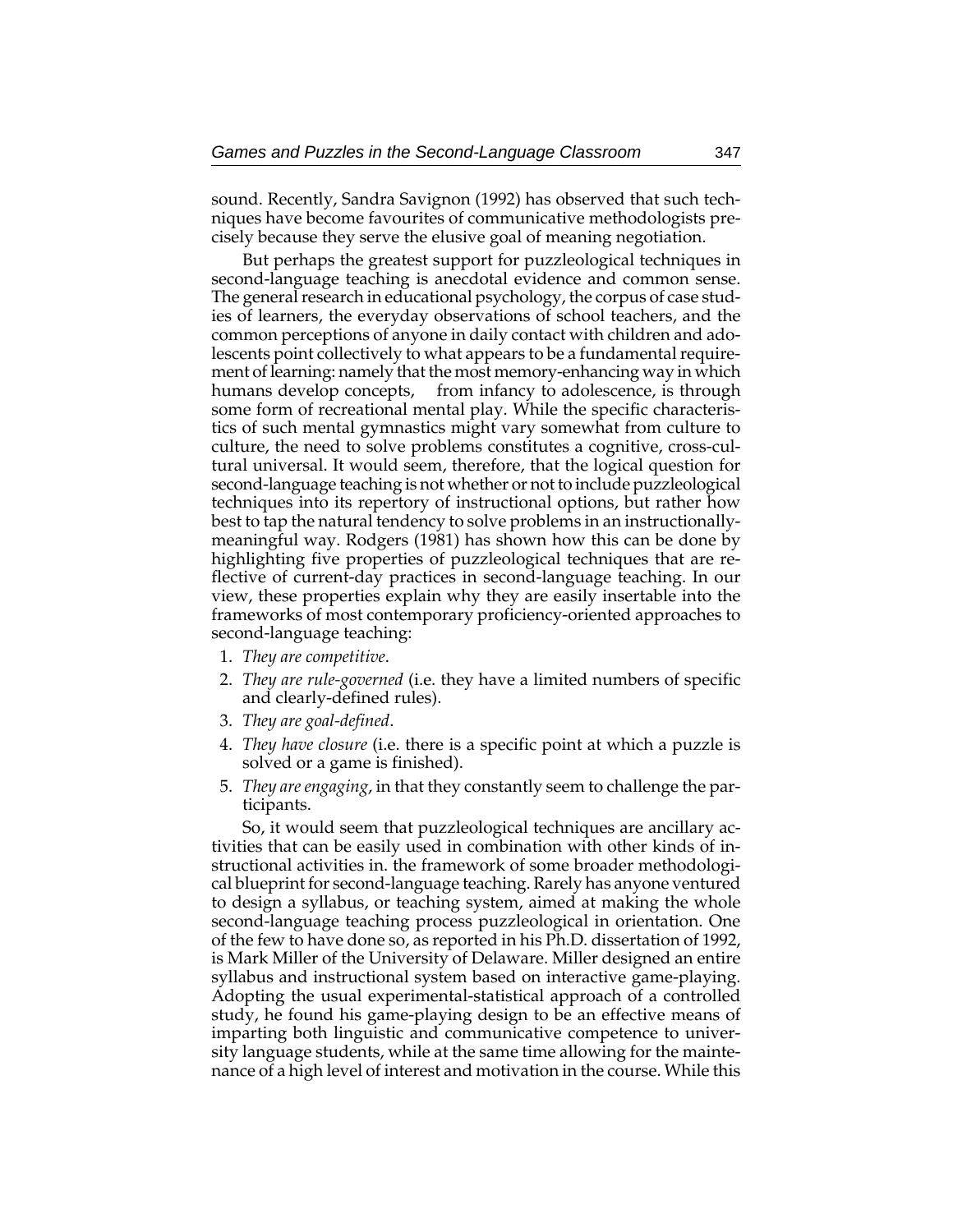sound. Recently, Sandra Savignon (1992) has observed that such techniques have become favourites of communicative methodologists precisely because they serve the elusive goal of meaning negotiation.

But perhaps the greatest support for puzzleological techniques in second-language teaching is anecdotal evidence and common sense. The general research in educational psychology, the corpus of case studies of learners, the everyday observations of school teachers, and the common perceptions of anyone in daily contact with children and adolescents point collectively to what appears to be a fundamental requirement of learning: namely that the most memory-enhancing way in which humans develop concepts, from infancy to adolescence, is through some form of recreational mental play. While the specific characteristics of such mental gymnastics might vary somewhat from culture to culture, the need to solve problems constitutes a cognitive, cross-cultural universal. It would seem, therefore, that the logical question for second-language teaching is not whether or not to include puzzleological techniques into its repertory of instructional options, but rather how best to tap the natural tendency to solve problems in an instructionally-meaningful way. Rodgers (1981) has shown how this can be done by highlighting five properties of puzzleological techniques that are reflective of current-day practices in second-language teaching. In our view, these properties explain why they are easily insertable into the frameworks of most contemporary proficiency-oriented approaches to second-language teaching:

1. *They are competitive*.
2. *They are rule-governed* (i.e. they have a limited numbers of specific and clearly-defined rules).
3. *They are goal-defined*.
4. *They have closure* (i.e. there is a specific point at which a puzzle is solved or a game is finished).
5. *They are engaging*, in that they constantly seem to challenge the participants.

So, it would seem that puzzleological techniques are ancillary activities that can be easily used in combination with other kinds of instructional activities in. the framework of some broader methodological blueprint for second-language teaching. Rarely has anyone ventured to design a syllabus, or teaching system, aimed at making the whole second-language teaching process puzzleological in orientation. One of the few to have done so, as reported in his Ph.D. dissertation of 1992, is Mark Miller of the University of Delaware. Miller designed an entire syllabus and instructional system based on interactive game-playing. Adopting the usual experimental-statistical approach of a controlled study, he found his game-playing design to be an effective means of imparting both linguistic and communicative competence to university language students, while at the same time allowing for the maintenance of a high level of interest and motivation in the course. While this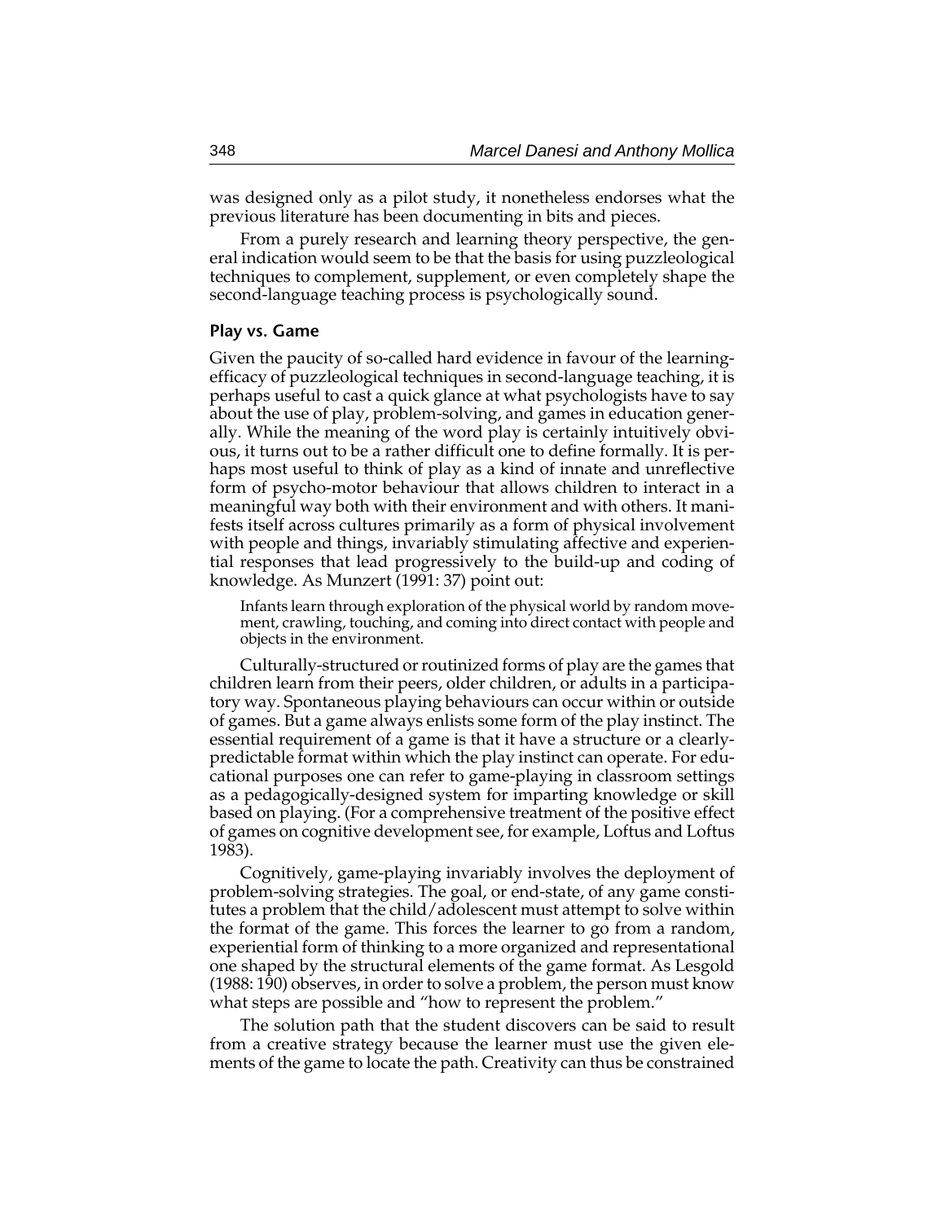was designed only as a pilot study, it nonetheless endorses what the previous literature has been documenting in bits and pieces.

From a purely research and learning theory perspective, the general indication would seem to be that the basis for using puzzleological techniques to complement, supplement, or even completely shape the second-language teaching process is psychologically sound.

### Play vs. Game

Given the paucity of so-called hard evidence in favour of the learning-efficacy of puzzleological techniques in second-language teaching, it is perhaps useful to cast a quick glance at what psychologists have to say about the use of play, problem-solving, and games in education generally. While the meaning of the word play is certainly intuitively obvious, it turns out to be a rather difficult one to define formally. It is perhaps most useful to think of play as a kind of innate and unreflective form of psycho-motor behaviour that allows children to interact in a meaningful way both with their environment and with others. It manifests itself across cultures primarily as a form of physical involvement with people and things, invariably stimulating affective and experiential responses that lead progressively to the build-up and coding of knowledge. As Munzert (1991: 37) point out:

> Infants learn through exploration of the physical world by random movement, crawling, touching, and coming into direct contact with people and objects in the environment.

Culturally-structured or routinized forms of play are the games that children learn from their peers, older children, or adults in a participatory way. Spontaneous playing behaviours can occur within or outside of games. But a game always enlists some form of the play instinct. The essential requirement of a game is that it have a structure or a clearly-predictable format within which the play instinct can operate. For educational purposes one can refer to game-playing in classroom settings as a pedagogically-designed system for imparting knowledge or skill based on playing. (For a comprehensive treatment of the positive effect of games on cognitive development see, for example, Loftus and Loftus 1983).

Cognitively, game-playing invariably involves the deployment of problem-solving strategies. The goal, or end-state, of any game constitutes a problem that the child/adolescent must attempt to solve within the format of the game. This forces the learner to go from a random, experiential form of thinking to a more organized and representational one shaped by the structural elements of the game format. As Lesgold (1988: 190) observes, in order to solve a problem, the person must know what steps are possible and "how to represent the problem."

The solution path that the student discovers can be said to result from a creative strategy because the learner must use the given elements of the game to locate the path. Creativity can thus be constrained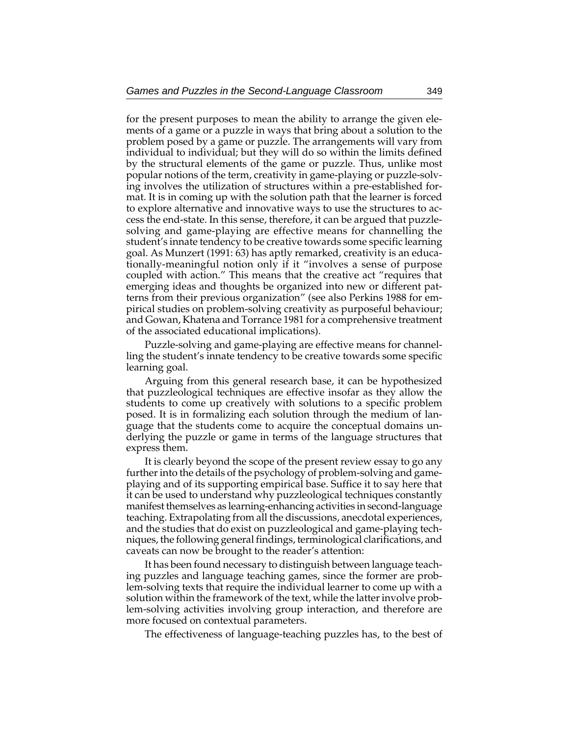for the present purposes to mean the ability to arrange the given elements of a game or a puzzle in ways that bring about a solution to the problem posed by a game or puzzle. The arrangements will vary from individual to individual; but they will do so within the limits defined by the structural elements of the game or puzzle. Thus, unlike most popular notions of the term, creativity in game-playing or puzzle-solving involves the utilization of structures within a pre-established format. It is in coming up with the solution path that the learner is forced to explore alternative and innovative ways to use the structures to access the end-state. In this sense, therefore, it can be argued that puzzle-solving and game-playing are effective means for channelling the student's innate tendency to be creative towards some specific learning goal. As Munzert (1991: 63) has aptly remarked, creativity is an educationally-meaningful notion only if it "involves a sense of purpose coupled with action." This means that the creative act "requires that emerging ideas and thoughts be organized into new or different patterns from their previous organization" (see also Perkins 1988 for empirical studies on problem-solving creativity as purposeful behaviour; and Gowan, Khatena and Torrance 1981 for a comprehensive treatment of the associated educational implications).

Puzzle-solving and game-playing are effective means for channelling the student's innate tendency to be creative towards some specific learning goal.

Arguing from this general research base, it can be hypothesized that puzzleological techniques are effective insofar as they allow the students to come up creatively with solutions to a specific problem posed. It is in formalizing each solution through the medium of language that the students come to acquire the conceptual domains underlying the puzzle or game in terms of the language structures that express them.

It is clearly beyond the scope of the present review essay to go any further into the details of the psychology of problem-solving and game-playing and of its supporting empirical base. Suffice it to say here that it can be used to understand why puzzleological techniques constantly manifest themselves as learning-enhancing activities in second-language teaching. Extrapolating from all the discussions, anecdotal experiences, and the studies that do exist on puzzleological and game-playing techniques, the following general findings, terminological clarifications, and caveats can now be brought to the reader's attention:

It has been found necessary to distinguish between language teaching puzzles and language teaching games, since the former are problem-solving texts that require the individual learner to come up with a solution within the framework of the text, while the latter involve problem-solving activities involving group interaction, and therefore are more focused on contextual parameters.

The effectiveness of language-teaching puzzles has, to the best of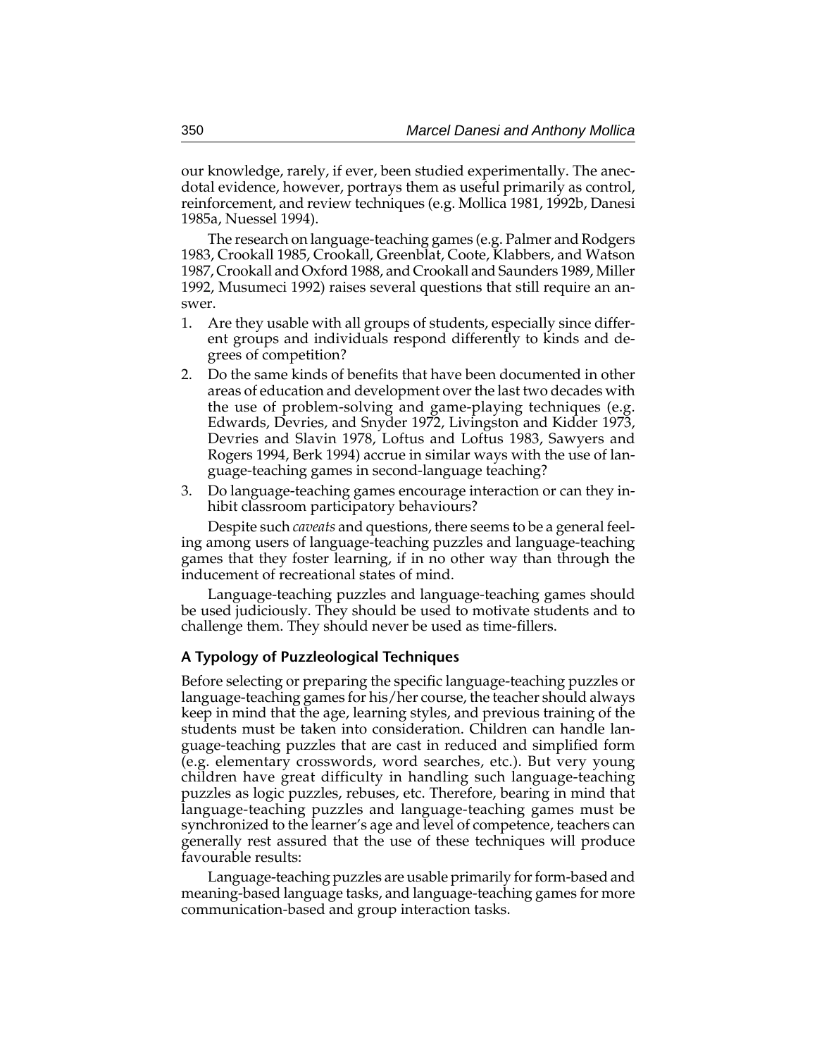our knowledge, rarely, if ever, been studied experimentally. The anecdotal evidence, however, portrays them as useful primarily as control, reinforcement, and review techniques (e.g. Mollica 1981, 1992b, Danesi 1985a, Nuessel 1994).

The research on language-teaching games (e.g. Palmer and Rodgers 1983, Crookall 1985, Crookall, Greenblat, Coote, Klabbers, and Watson 1987, Crookall and Oxford 1988, and Crookall and Saunders 1989, Miller 1992, Musumeci 1992) raises several questions that still require an answer.

1. Are they usable with all groups of students, especially since different groups and individuals respond differently to kinds and degrees of competition?
2. Do the same kinds of benefits that have been documented in other areas of education and development over the last two decades with the use of problem-solving and game-playing techniques (e.g. Edwards, Devries, and Snyder 1972, Livingston and Kidder 1973, Devries and Slavin 1978, Loftus and Loftus 1983, Sawyers and Rogers 1994, Berk 1994) accrue in similar ways with the use of language-teaching games in second-language teaching?
3. Do language-teaching games encourage interaction or can they inhibit classroom participatory behaviours?

Despite such *caveats* and questions, there seems to be a general feeling among users of language-teaching puzzles and language-teaching games that they foster learning, if in no other way than through the inducement of recreational states of mind.

Language-teaching puzzles and language-teaching games should be used judiciously. They should be used to motivate students and to challenge them. They should never be used as time-fillers.

## A Typology of Puzzleological Techniques

Before selecting or preparing the specific language-teaching puzzles or language-teaching games for his/her course, the teacher should always keep in mind that the age, learning styles, and previous training of the students must be taken into consideration. Children can handle language-teaching puzzles that are cast in reduced and simplified form (e.g. elementary crosswords, word searches, etc.). But very young children have great difficulty in handling such language-teaching puzzles as logic puzzles, rebuses, etc. Therefore, bearing in mind that language-teaching puzzles and language-teaching games must be synchronized to the learner's age and level of competence, teachers can generally rest assured that the use of these techniques will produce favourable results:

Language-teaching puzzles are usable primarily for form-based and meaning-based language tasks, and language-teaching games for more communication-based and group interaction tasks.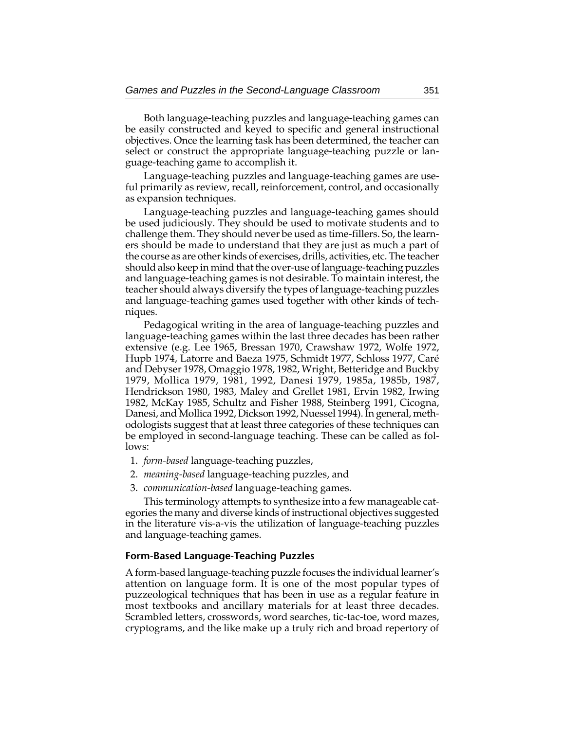Both language-teaching puzzles and language-teaching games can be easily constructed and keyed to specific and general instructional objectives. Once the learning task has been determined, the teacher can select or construct the appropriate language-teaching puzzle or language-teaching game to accomplish it.

Language-teaching puzzles and language-teaching games are useful primarily as review, recall, reinforcement, control, and occasionally as expansion techniques.

Language-teaching puzzles and language-teaching games should be used judiciously. They should be used to motivate students and to challenge them. They should never be used as time-fillers. So, the learners should be made to understand that they are just as much a part of the course as are other kinds of exercises, drills, activities, etc. The teacher should also keep in mind that the over-use of language-teaching puzzles and language-teaching games is not desirable. To maintain interest, the teacher should always diversify the types of language-teaching puzzles and language-teaching games used together with other kinds of techniques.

Pedagogical writing in the area of language-teaching puzzles and language-teaching games within the last three decades has been rather extensive (e.g. Lee 1965, Bressan 1970, Crawshaw 1972, Wolfe 1972, Hupb 1974, Latorre and Baeza 1975, Schmidt 1977, Schloss 1977, Caré and Debyser 1978, Omaggio 1978, 1982, Wright, Betteridge and Buckby 1979, Mollica 1979, 1981, 1992, Danesi 1979, 1985a, 1985b, 1987, Hendrickson 1980, 1983, Maley and Grellet 1981, Ervin 1982, Irwing 1982, McKay 1985, Schultz and Fisher 1988, Steinberg 1991, Cicogna, Danesi, and Mollica 1992, Dickson 1992, Nuessel 1994). In general, methodologists suggest that at least three categories of these techniques can be employed in second-language teaching. These can be called as follows:

1. *form-based* language-teaching puzzles,
2. *meaning-based* language-teaching puzzles, and
3. *communication-based* language-teaching games.

This terminology attempts to synthesize into a few manageable categories the many and diverse kinds of instructional objectives suggested in the literature vis-a-vis the utilization of language-teaching puzzles and language-teaching games.

### Form-Based Language-Teaching Puzzles

A form-based language-teaching puzzle focuses the individual learner's attention on language form. It is one of the most popular types of puzzeological techniques that has been in use as a regular feature in most textbooks and ancillary materials for at least three decades. Scrambled letters, crosswords, word searches, tic-tac-toe, word mazes, cryptograms, and the like make up a truly rich and broad repertory of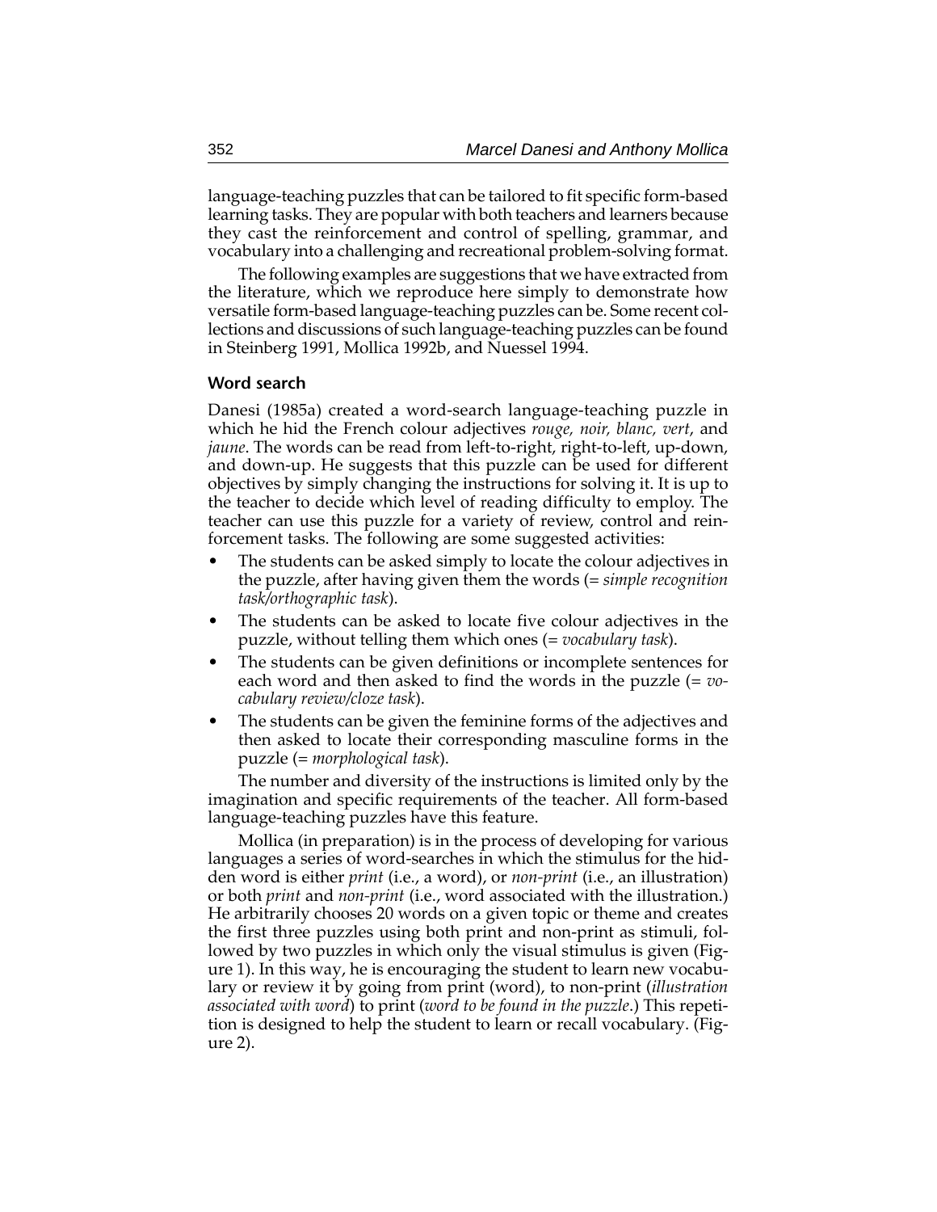language-teaching puzzles that can be tailored to fit specific form-based learning tasks. They are popular with both teachers and learners because they cast the reinforcement and control of spelling, grammar, and vocabulary into a challenging and recreational problem-solving format.

The following examples are suggestions that we have extracted from the literature, which we reproduce here simply to demonstrate how versatile form-based language-teaching puzzles can be. Some recent collections and discussions of such language-teaching puzzles can be found in Steinberg 1991, Mollica 1992b, and Nuessel 1994.

### Word search

Danesi (1985a) created a word-search language-teaching puzzle in which he hid the French colour adjectives *rouge, noir, blanc, vert*, and *jaune*. The words can be read from left-to-right, right-to-left, up-down, and down-up. He suggests that this puzzle can be used for different objectives by simply changing the instructions for solving it. It is up to the teacher to decide which level of reading difficulty to employ. The teacher can use this puzzle for a variety of review, control and reinforcement tasks. The following are some suggested activities:

- The students can be asked simply to locate the colour adjectives in the puzzle, after having given them the words (= *simple recognition task/orthographic task*).
- The students can be asked to locate five colour adjectives in the puzzle, without telling them which ones (= *vocabulary task*).
- The students can be given definitions or incomplete sentences for each word and then asked to find the words in the puzzle (= *vocabulary review/cloze task*).
- The students can be given the feminine forms of the adjectives and then asked to locate their corresponding masculine forms in the puzzle (= *morphological task*).

The number and diversity of the instructions is limited only by the imagination and specific requirements of the teacher. All form-based language-teaching puzzles have this feature.

Mollica (in preparation) is in the process of developing for various languages a series of word-searches in which the stimulus for the hidden word is either *print* (i.e., a word), or *non-print* (i.e., an illustration) or both *print* and *non-print* (i.e., word associated with the illustration.) He arbitrarily chooses 20 words on a given topic or theme and creates the first three puzzles using both print and non-print as stimuli, followed by two puzzles in which only the visual stimulus is given (Figure 1). In this way, he is encouraging the student to learn new vocabulary or review it by going from print (word), to non-print (*illustration associated with word*) to print (*word to be found in the puzzle*.) This repetition is designed to help the student to learn or recall vocabulary. (Figure 2).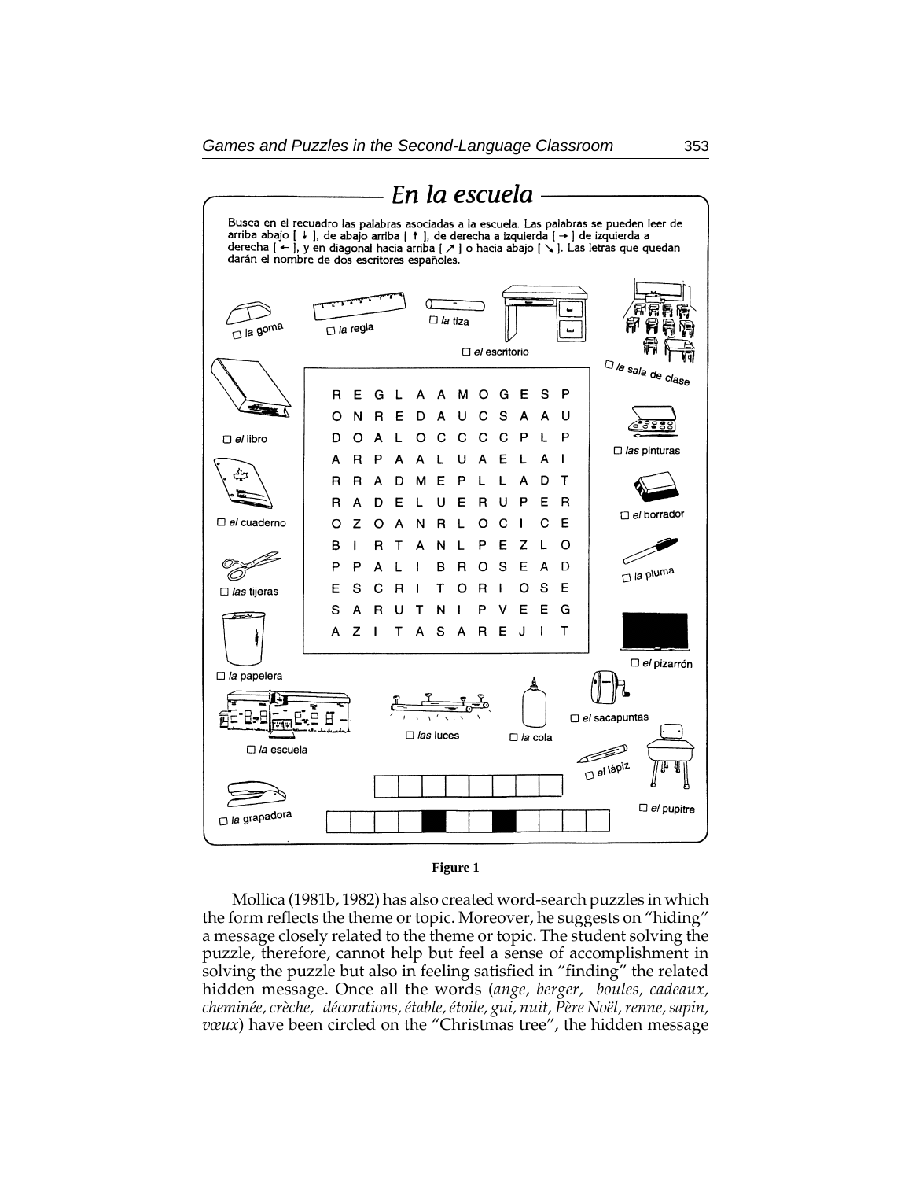## En la escuela

Busca en el recuadro las palabras asociadas a la escuela. Las palabras se pueden leer de arriba abajo [ ↓ ], de abajo arriba [ ↑ ], de derecha a izquierda [ → ] de izquierda a derecha [ ← ], y en diagonal hacia arriba [ ↗ ] o hacia abajo [ ↘ ]. Las letras que quedan darán el nombre de dos escritores españoles.

☐ *la* goma ☐ *la* regla ☐ *la* tiza ☐ *el* escritorio ☐ *la* sala de clase

☐ *el* libro ☐ *las* pinturas ☐ *el* cuaderno ☐ *el* borrador ☐ *las* tijeras ☐ *la* pluma ☐ *la* papelera ☐ *el* pizarrón

```
R E G L A A M O G E S P
O N R E D A U C S A A U
D O A L O C C C C P L P
A R P A A L U A E L A I
R R A D M E P L L A D T
R A D E L U E R U P E R
O Z O A N R L O C I C E
B I R T A N L P E Z L O
P P A L I B R O S E A D
E S C R I T O R I O S E
S A R U T N I P V E E G
A Z I T A S A R E J I T
```

☐ *la* escuela ☐ *las* luces ☐ *la* cola ☐ *el* sacapuntas ☐ *el* lápiz ☐ *el* pupitre ☐ *la* grapadora

**Figure 1**

Mollica (1981b, 1982) has also created word-search puzzles in which the form reflects the theme or topic. Moreover, he suggests on "hiding" a message closely related to the theme or topic. The student solving the puzzle, therefore, cannot help but feel a sense of accomplishment in solving the puzzle but also in feeling satisfied in "finding" the related hidden message. Once all the words (*ange, berger, boules, cadeaux, cheminée, crèche, décorations, étable, étoile, gui, nuit, Père Noël, renne, sapin, vœux*) have been circled on the "Christmas tree", the hidden message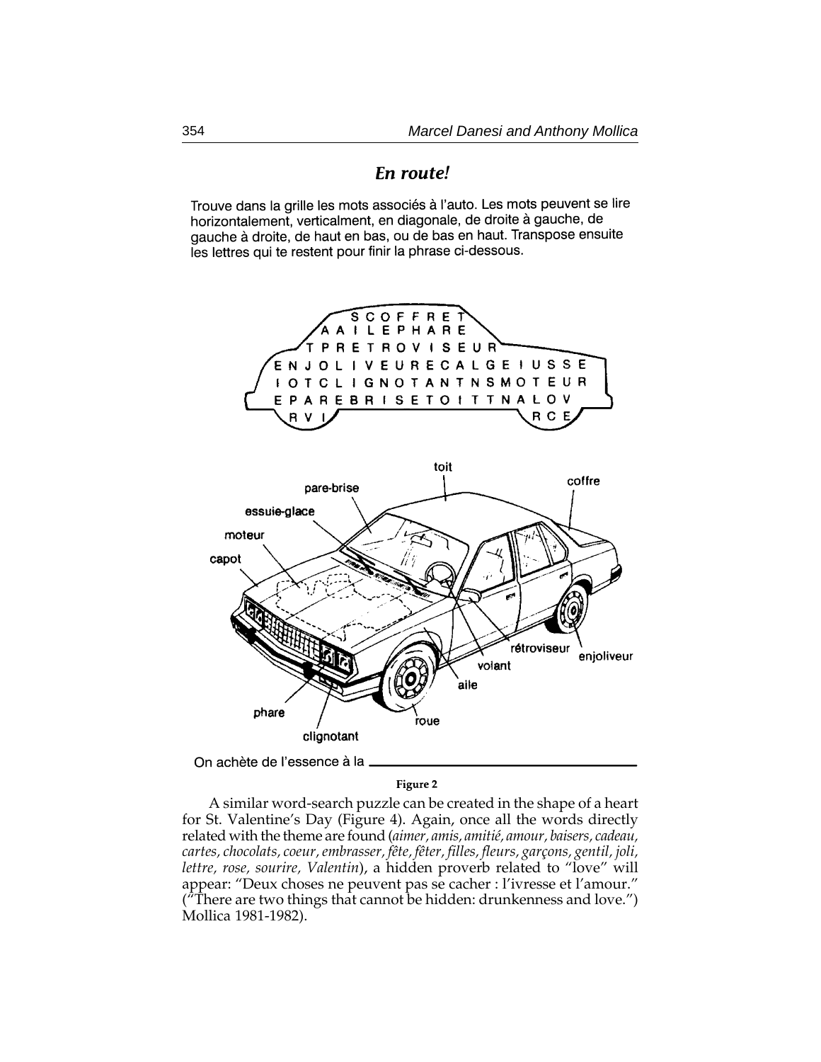## *En route!*

Trouve dans la grille les mots associés à l'auto. Les mots peuvent se lire horizontalement, verticalment, en diagonale, de droite à gauche, de gauche à droite, de haut en bas, ou de bas en haut. Transpose ensuite les lettres qui te restent pour finir la phrase ci-dessous.

```
        S C O F F R E T
      A A I L E P H A R E
     T P R E T R O V I S E U R
E N J O L I V E U R E C A L G E I U S S E
I O T C L I G N O T A N T N S M O T E U R
E P A R E B R I S E T O I T T N A L O V
R V I                               R C E
```

toit, coffre, pare-brise, essuie-glace, moteur, capot, rétroviseur, enjoliveur, volant, aile, phare, roue, clignotant

On achète de l'essence à la \_\_\_\_\_\_\_\_\_\_\_\_\_\_\_\_\_\_\_\_\_\_\_\_\_\_\_\_\_\_

**Figure 2**

A similar word-search puzzle can be created in the shape of a heart for St. Valentine's Day (Figure 4). Again, once all the words directly related with the theme are found (*aimer, amis, amitié, amour, baisers, cadeau, cartes, chocolats, coeur, embrasser, fête, fêter, filles, fleurs, garçons, gentil, joli, lettre, rose, sourire, Valentin*), a hidden proverb related to "love" will appear: "Deux choses ne peuvent pas se cacher : l'ivresse et l'amour." ("There are two things that cannot be hidden: drunkenness and love.") Mollica 1981-1982).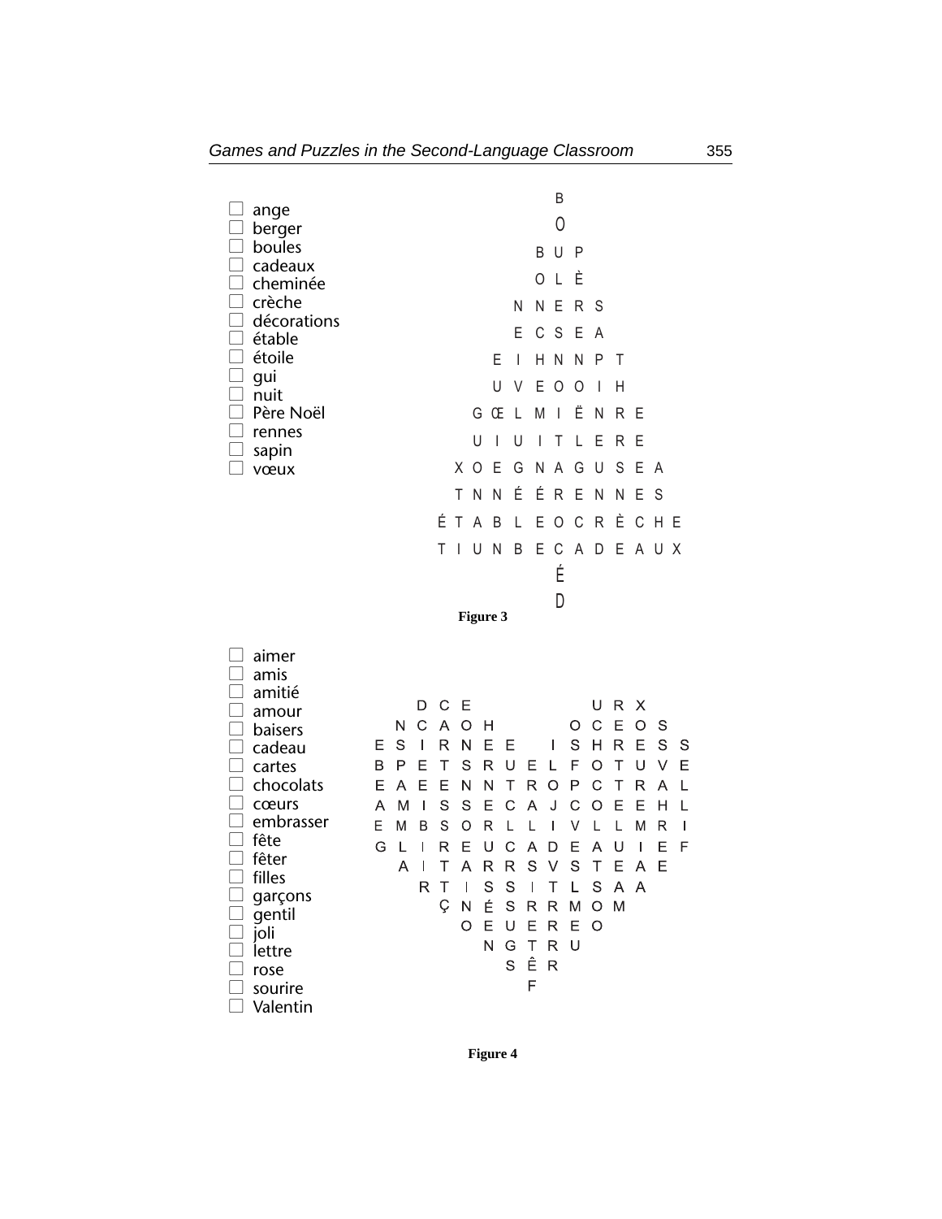- ☐ ange
- ☐ berger
- ☐ boules
- ☐ cadeaux
- ☐ cheminée
- ☐ crèche
- ☐ décorations
- ☐ étable
- ☐ étoile
- ☐ gui
- ☐ nuit
- ☐ Père Noël
- ☐ rennes
- ☐ sapin
- ☐ vœux

```
              B
              O
            B U P
            O L È
          N N E R S
          E C S E A
        E I H N N P T
        U V E O O I H
      G Œ L M I Ë N R E
      U I U I T L E R E
    X O E G N A G U S E A
    T N N É É R E N N E S
  É T A B L E O C R È C H E
  T I U N B E C A D E A U X
              É
              D
```

**Figure 3**

- ☐ aimer
- ☐ amis
- ☐ amitié
- ☐ amour
- ☐ baisers
- ☐ cadeau
- ☐ cartes
- ☐ chocolats
- ☐ cœurs
- ☐ embrasser
- ☐ fête
- ☐ fêter
- ☐ filles
- ☐ garçons
- ☐ gentil
- ☐ joli
- ☐ lettre
- ☐ rose
- ☐ sourire
- ☐ Valentin

```
    D C E               U R X
  N C A O H           O C E O S
E S I R N E E       I S H R E S S
B P E T S R U E L F O T U V E
E A E E N N T R O P C T R A L
A M I S S E C A J C O E E H L
E M B S O R L L I V L L M R I
G L I R E U C A D E A U I E F
  A I T A R R S V S T E A E
    R T I S S I T L S A A
      Ç N É S R R M O M
        O E U E R E O
          N G T R U
            S Ê R
              F
```

**Figure 4**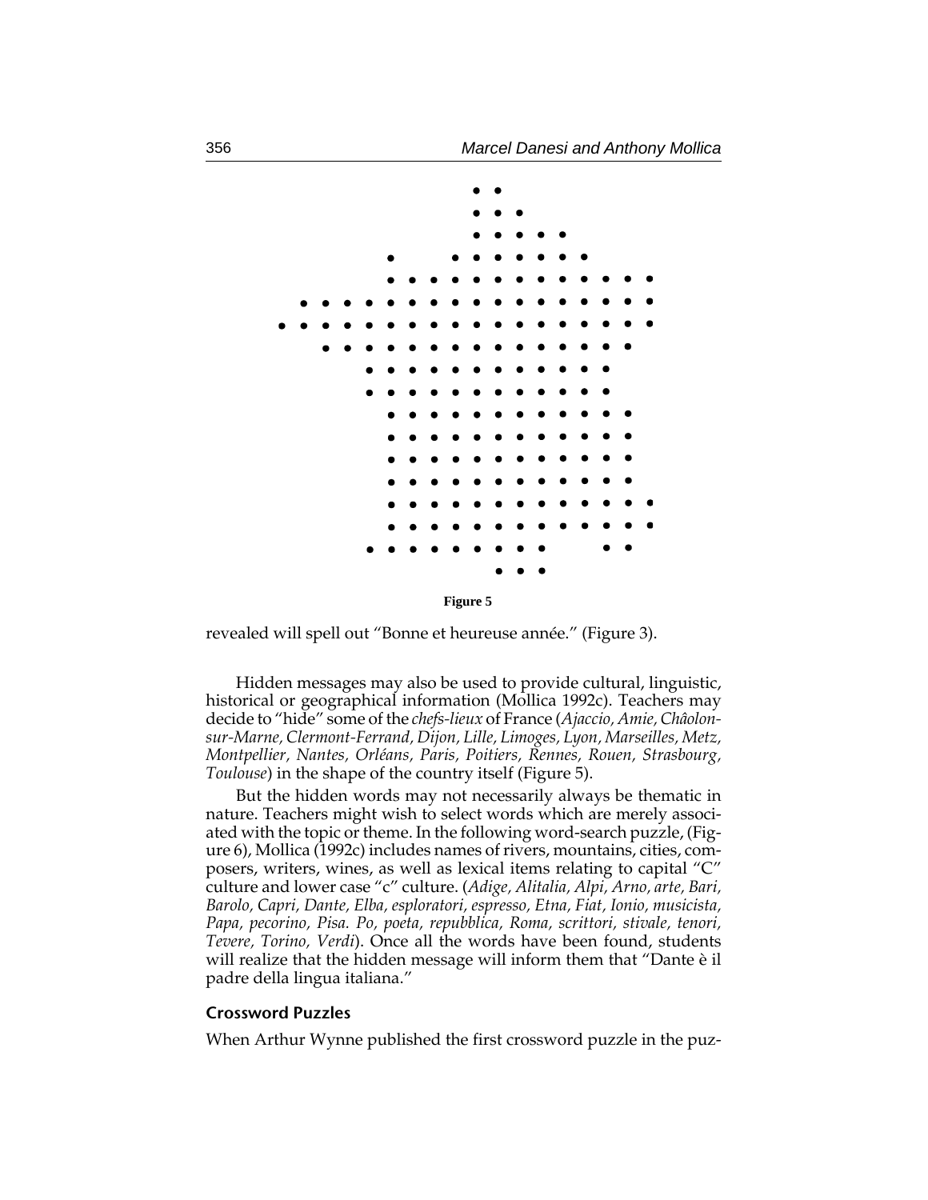**Figure 5**

revealed will spell out "Bonne et heureuse année." (Figure 3).

Hidden messages may also be used to provide cultural, linguistic, historical or geographical information (Mollica 1992c). Teachers may decide to "hide" some of the *chefs-lieux* of France (*Ajaccio, Amie, Châolon-sur-Marne, Clermont-Ferrand, Dijon, Lille, Limoges, Lyon, Marseilles, Metz, Montpellier, Nantes, Orléans, Paris, Poitiers, Rennes, Rouen, Strasbourg, Toulouse*) in the shape of the country itself (Figure 5).

But the hidden words may not necessarily always be thematic in nature. Teachers might wish to select words which are merely associated with the topic or theme. In the following word-search puzzle, (Figure 6), Mollica (1992c) includes names of rivers, mountains, cities, composers, writers, wines, as well as lexical items relating to capital "C" culture and lower case "c" culture. (*Adige, Alitalia, Alpi, Arno, arte, Bari, Barolo, Capri, Dante, Elba, esploratori, espresso, Etna, Fiat, Ionio, musicista, Papa, pecorino, Pisa. Po, poeta, repubblica, Roma, scrittori, stivale, tenori, Tevere, Torino, Verdi*). Once all the words have been found, students will realize that the hidden message will inform them that "Dante è il padre della lingua italiana."

### Crossword Puzzles

When Arthur Wynne published the first crossword puzzle in the puz-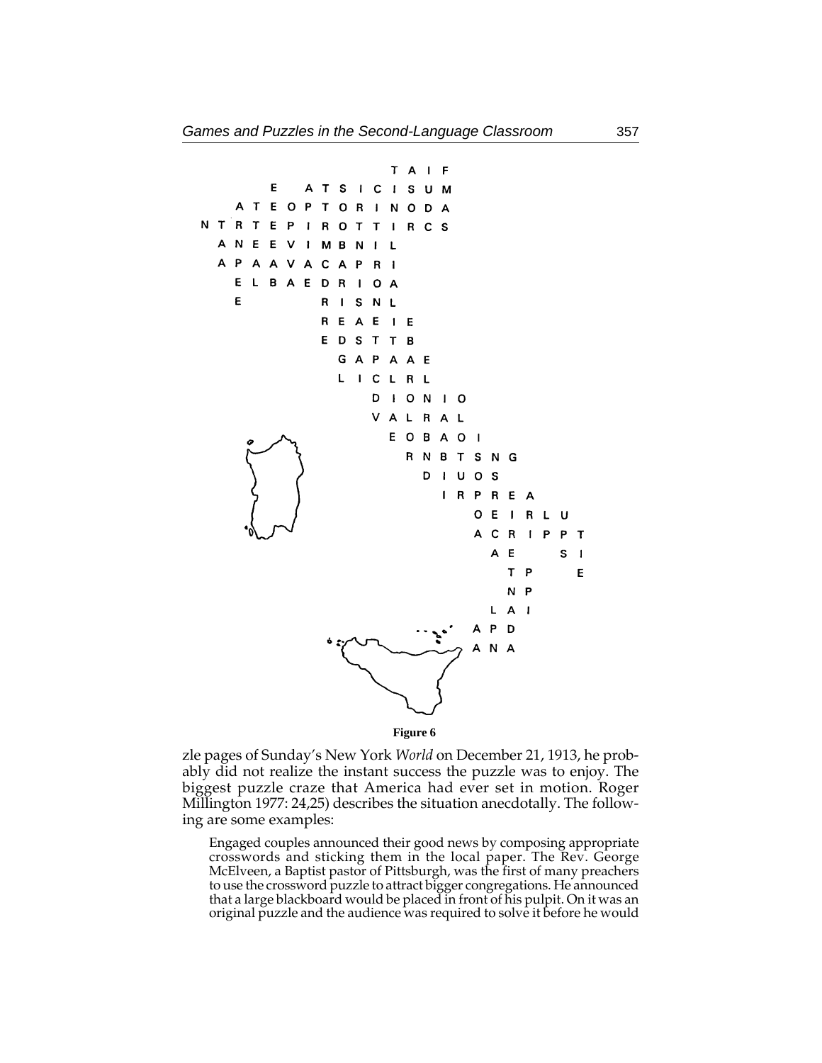```
                          T A I F
          E   A T S I C I S U M
      A T E O P T O R I N O D A
  N T R T E P I R O T T I R C S
    A N E E V I M B N I L
    A P A A V A C A P R I
      E L B A E D R I O A
      E         R I S N L
                R E A E I E
                E D S T T B
                  G A P A A E
                  L I C L R L
                        D I O N I O
                        V A L R A L
                          E O B A O I
                            R N B T S N G
                              D I U O S
                                I R P R E A
                                    O E I R L U
                                    A C R I P P T
                                      A E     S I
                                        T P     E
                                        N P
                                      L A I
                                    A P D
                                    A N A
```

**Figure 6**

zle pages of Sunday's New York *World* on December 21, 1913, he probably did not realize the instant success the puzzle was to enjoy. The biggest puzzle craze that America had ever set in motion. Roger Millington 1977: 24,25) describes the situation anecdotally. The following are some examples:

> Engaged couples announced their good news by composing appropriate crosswords and sticking them in the local paper. The Rev. George McElveen, a Baptist pastor of Pittsburgh, was the first of many preachers to use the crossword puzzle to attract bigger congregations. He announced that a large blackboard would be placed in front of his pulpit. On it was an original puzzle and the audience was required to solve it before he would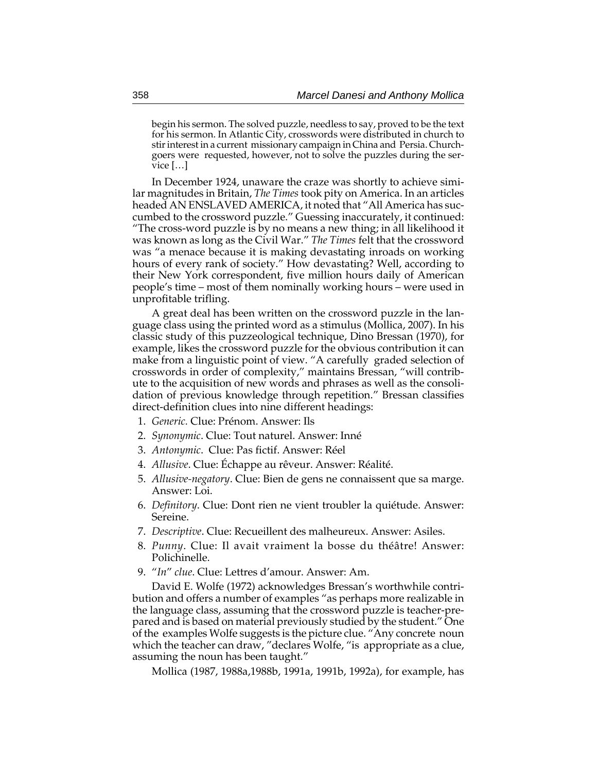> begin his sermon. The solved puzzle, needless to say, proved to be the text for his sermon. In Atlantic City, crosswords were distributed in church to stir interest in a current missionary campaign in China and Persia. Churchgoers were requested, however, not to solve the puzzles during the service […]

In December 1924, unaware the craze was shortly to achieve similar magnitudes in Britain, *The Times* took pity on America. In an articles headed AN ENSLAVED AMERICA, it noted that "All America has succumbed to the crossword puzzle." Guessing inaccurately, it continued: "The cross-word puzzle is by no means a new thing; in all likelihood it was known as long as the Civil War." *The Times* felt that the crossword was "a menace because it is making devastating inroads on working hours of every rank of society." How devastating? Well, according to their New York correspondent, five million hours daily of American people's time – most of them nominally working hours – were used in unprofitable trifling.

A great deal has been written on the crossword puzzle in the language class using the printed word as a stimulus (Mollica, 2007). In his classic study of this puzzeological technique, Dino Bressan (1970), for example, likes the crossword puzzle for the obvious contribution it can make from a linguistic point of view. "A carefully graded selection of crosswords in order of complexity," maintains Bressan, "will contribute to the acquisition of new words and phrases as well as the consolidation of previous knowledge through repetition." Bressan classifies direct-definition clues into nine different headings:

1. *Generic.* Clue: Prénom. Answer: Ils
2. *Synonymic*. Clue: Tout naturel. Answer: Inné
3. *Antonymic*. Clue: Pas fictif. Answer: Réel
4. *Allusive*. Clue: Échappe au rêveur. Answer: Réalité.
5. *Allusive-negatory*. Clue: Bien de gens ne connaissent que sa marge. Answer: Loi.
6. *Definitory*. Clue: Dont rien ne vient troubler la quiétude. Answer: Sereine.
7. *Descriptive*. Clue: Recueillent des malheureux. Answer: Asiles.
8. *Punny*. Clue: Il avait vraiment la bosse du théâtre! Answer: Polichinelle.
9. "*In*" *clue*. Clue: Lettres d'amour. Answer: Am.

David E. Wolfe (1972) acknowledges Bressan's worthwhile contribution and offers a number of examples "as perhaps more realizable in the language class, assuming that the crossword puzzle is teacher-prepared and is based on material previously studied by the student." One of the examples Wolfe suggests is the picture clue. "Any concrete noun which the teacher can draw, "declares Wolfe, "is appropriate as a clue, assuming the noun has been taught."

Mollica (1987, 1988a,1988b, 1991a, 1991b, 1992a), for example, has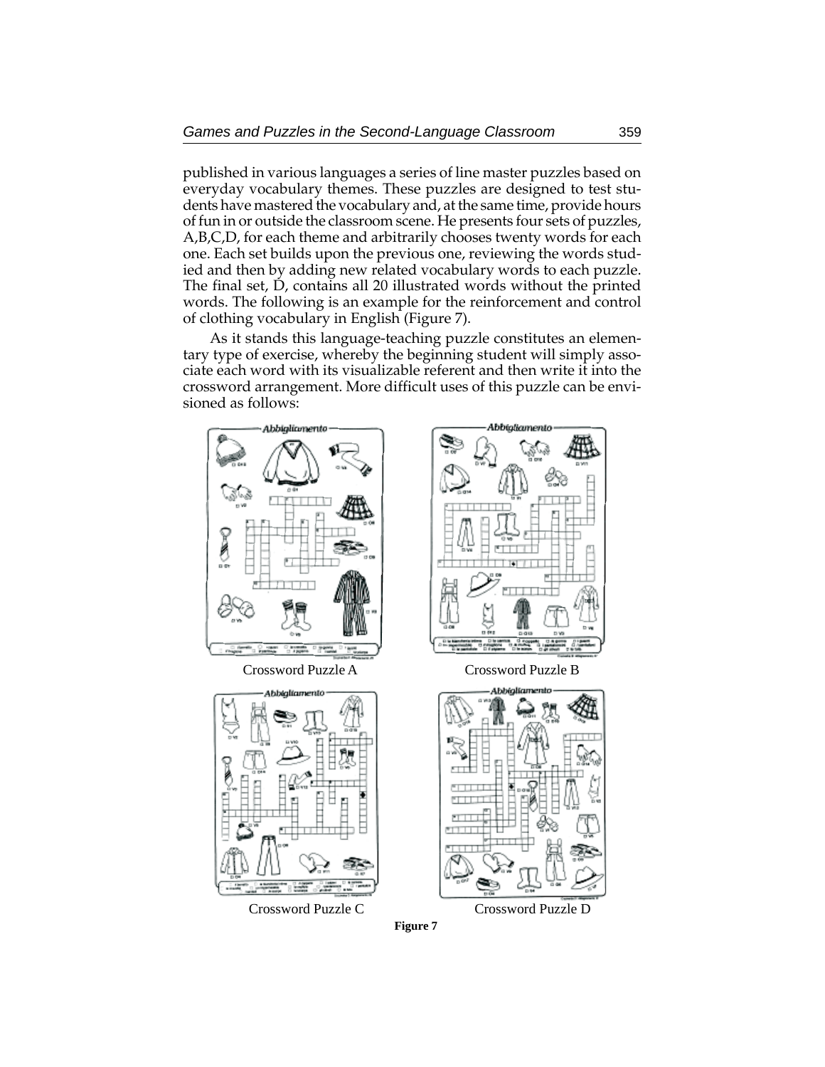published in various languages a series of line master puzzles based on everyday vocabulary themes. These puzzles are designed to test students have mastered the vocabulary and, at the same time, provide hours of fun in or outside the classroom scene. He presents four sets of puzzles, A,B,C,D, for each theme and arbitrarily chooses twenty words for each one. Each set builds upon the previous one, reviewing the words studied and then by adding new related vocabulary words to each puzzle. The final set, D, contains all 20 illustrated words without the printed words. The following is an example for the reinforcement and control of clothing vocabulary in English (Figure 7).

As it stands this language-teaching puzzle constitutes an elementary type of exercise, whereby the beginning student will simply associate each word with its visualizable referent and then write it into the crossword arrangement. More difficult uses of this puzzle can be envisioned as follows:

Crossword Puzzle A

Crossword Puzzle B

Crossword Puzzle C

Crossword Puzzle D

**Figure 7**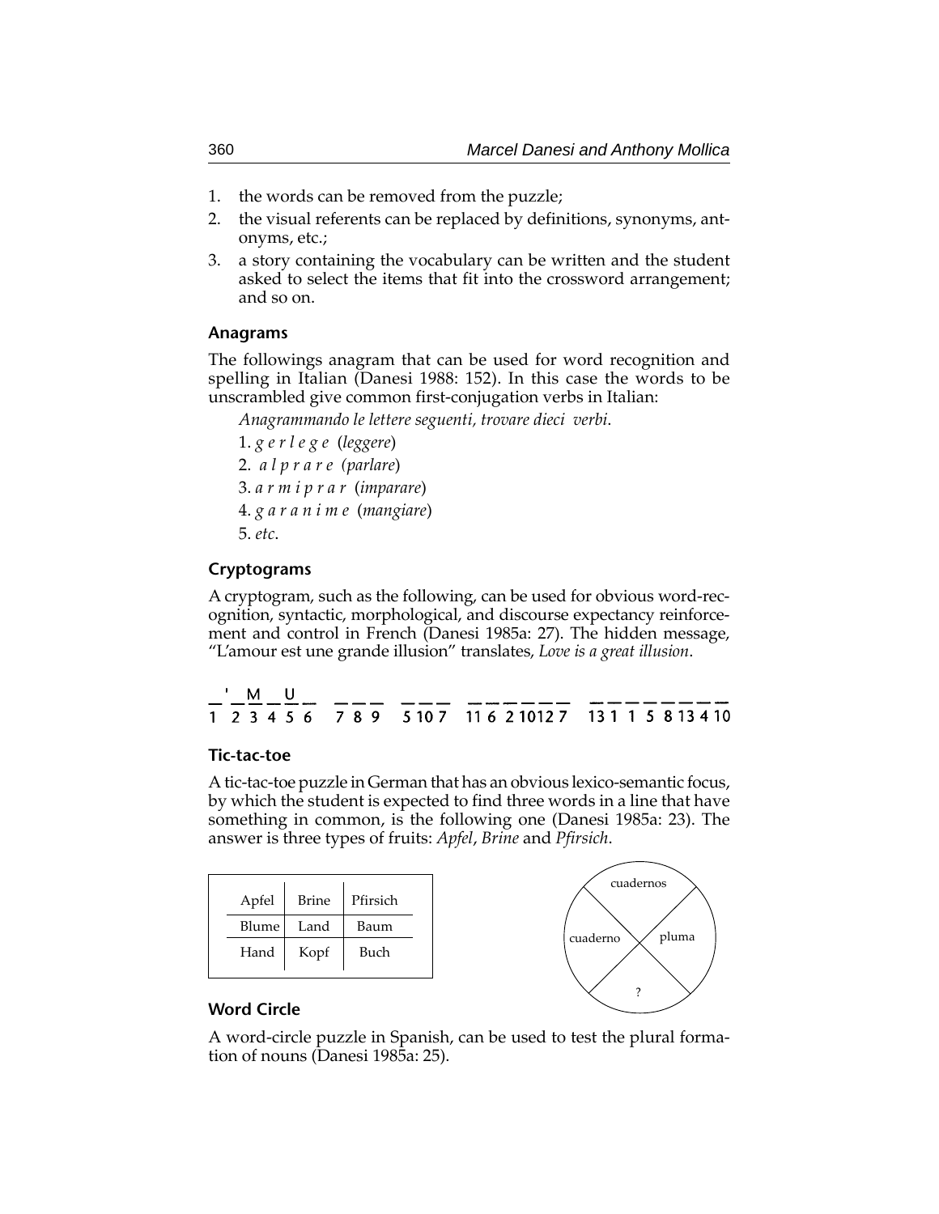1. the words can be removed from the puzzle;
2. the visual referents can be replaced by definitions, synonyms, antonyms, etc.;
3. a story containing the vocabulary can be written and the student asked to select the items that fit into the crossword arrangement; and so on.

### Anagrams

The followings anagram that can be used for word recognition and spelling in Italian (Danesi 1988: 152). In this case the words to be unscrambled give common first-conjugation verbs in Italian:

*Anagrammando le lettere seguenti, trovare dieci verbi.*

1. *g e r l e g e* (*leggere*)
2. *a l p r a r e* (*parlare*)
3. *a r m i p r a r* (*imparare*)
4. *g a r a n i m e* (*mangiare*)
5. *etc.*

### Cryptograms

A cryptogram, such as the following, can be used for obvious word-recognition, syntactic, morphological, and discourse expectancy reinforcement and control in French (Danesi 1985a: 27). The hidden message, "L'amour est une grande illusion" translates, *Love is a great illusion*.

```
_ ' _ M _ U _    _ _ _    _ _ _    _ _ _ _ _ _    _ _ _ _ _ _ _ _
1   2 3 4 5 6    7 8 9    5 10 7   11 6 2 10 12 7  13 1 1 5 8 13 4 10
```

### Tic-tac-toe

A tic-tac-toe puzzle in German that has an obvious lexico-semantic focus, by which the student is expected to find three words in a line that have something in common, is the following one (Danesi 1985a: 23). The answer is three types of fruits: *Apfel*, *Brine* and *Pfirsich*.

| Apfel | Brine | Pfirsich |
|---|---|---|
| Blume | Land | Baum |
| Hand | Kopf | Buch |

cuadernos / cuaderno / pluma / ?

### Word Circle

A word-circle puzzle in Spanish, can be used to test the plural formation of nouns (Danesi 1985a: 25).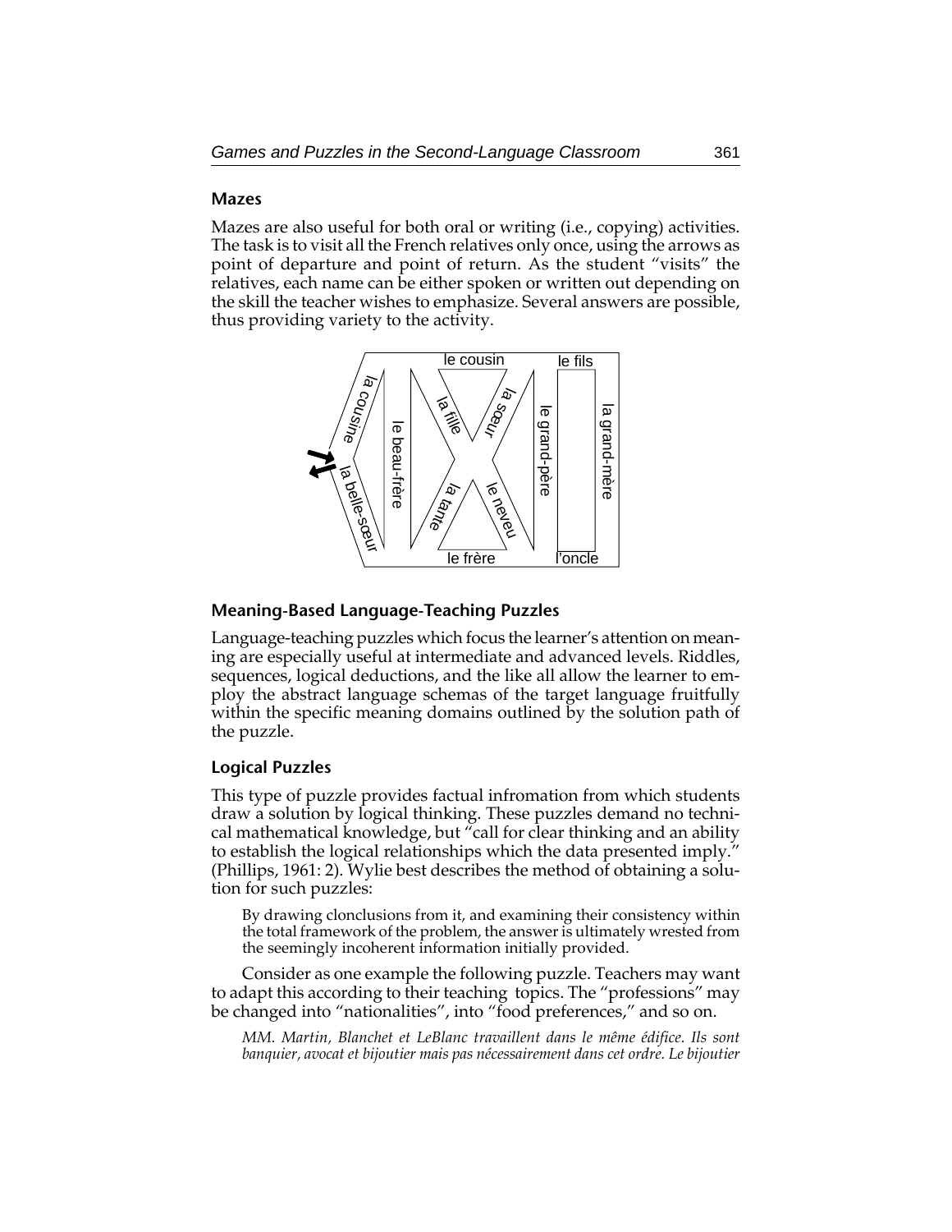## Mazes

Mazes are also useful for both oral or writing (i.e., copying) activities. The task is to visit all the French relatives only once, using the arrows as point of departure and point of return. As the student "visits" the relatives, each name can be either spoken or written out depending on the skill the teacher wishes to emphasize. Several answers are possible, thus providing variety to the activity.

le cousin, le fils, la cousine, la fille, la sœur, le beau-frère, le grand-père, la grand-mère, la belle-sœur, la tante, le neveu, le frère, l'oncle

## Meaning-Based Language-Teaching Puzzles

Language-teaching puzzles which focus the learner's attention on meaning are especially useful at intermediate and advanced levels. Riddles, sequences, logical deductions, and the like all allow the learner to employ the abstract language schemas of the target language fruitfully within the specific meaning domains outlined by the solution path of the puzzle.

## Logical Puzzles

This type of puzzle provides factual infromation from which students draw a solution by logical thinking. These puzzles demand no technical mathematical knowledge, but "call for clear thinking and an ability to establish the logical relationships which the data presented imply." (Phillips, 1961: 2). Wylie best describes the method of obtaining a solution for such puzzles:

> By drawing clonclusions from it, and examining their consistency within the total framework of the problem, the answer is ultimately wrested from the seemingly incoherent information initially provided.

Consider as one example the following puzzle. Teachers may want to adapt this according to their teaching topics. The "professions" may be changed into "nationalities", into "food preferences," and so on.

> *MM. Martin, Blanchet et LeBlanc travaillent dans le même édifice. Ils sont banquier, avocat et bijoutier mais pas nécessairement dans cet ordre. Le bijoutier*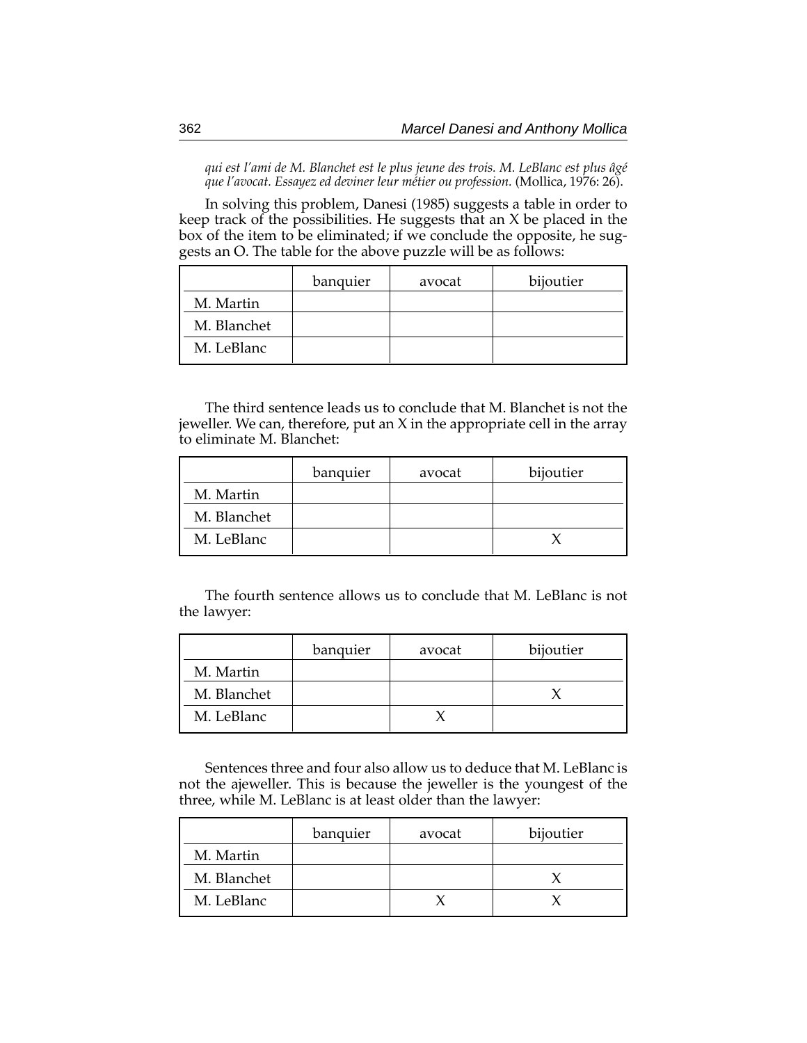*qui est l'ami de M. Blanchet est le plus jeune des trois. M. LeBlanc est plus âgé que l'avocat. Essayez ed deviner leur métier ou profession.* (Mollica, 1976: 26).

In solving this problem, Danesi (1985) suggests a table in order to keep track of the possibilities. He suggests that an X be placed in the box of the item to be eliminated; if we conclude the opposite, he suggests an O. The table for the above puzzle will be as follows:

| | banquier | avocat | bijoutier |
|---|---|---|---|
| M. Martin | | | |
| M. Blanchet | | | |
| M. LeBlanc | | | |

The third sentence leads us to conclude that M. Blanchet is not the jeweller. We can, therefore, put an X in the appropriate cell in the array to eliminate M. Blanchet:

| | banquier | avocat | bijoutier |
|---|---|---|---|
| M. Martin | | | |
| M. Blanchet | | | |
| M. LeBlanc | | | X |

The fourth sentence allows us to conclude that M. LeBlanc is not the lawyer:

| | banquier | avocat | bijoutier |
|---|---|---|---|
| M. Martin | | | |
| M. Blanchet | | | X |
| M. LeBlanc | | X | |

Sentences three and four also allow us to deduce that M. LeBlanc is not the ajeweller. This is because the jeweller is the youngest of the three, while M. LeBlanc is at least older than the lawyer:

| | banquier | avocat | bijoutier |
|---|---|---|---|
| M. Martin | | | |
| M. Blanchet | | | X |
| M. LeBlanc | | X | X |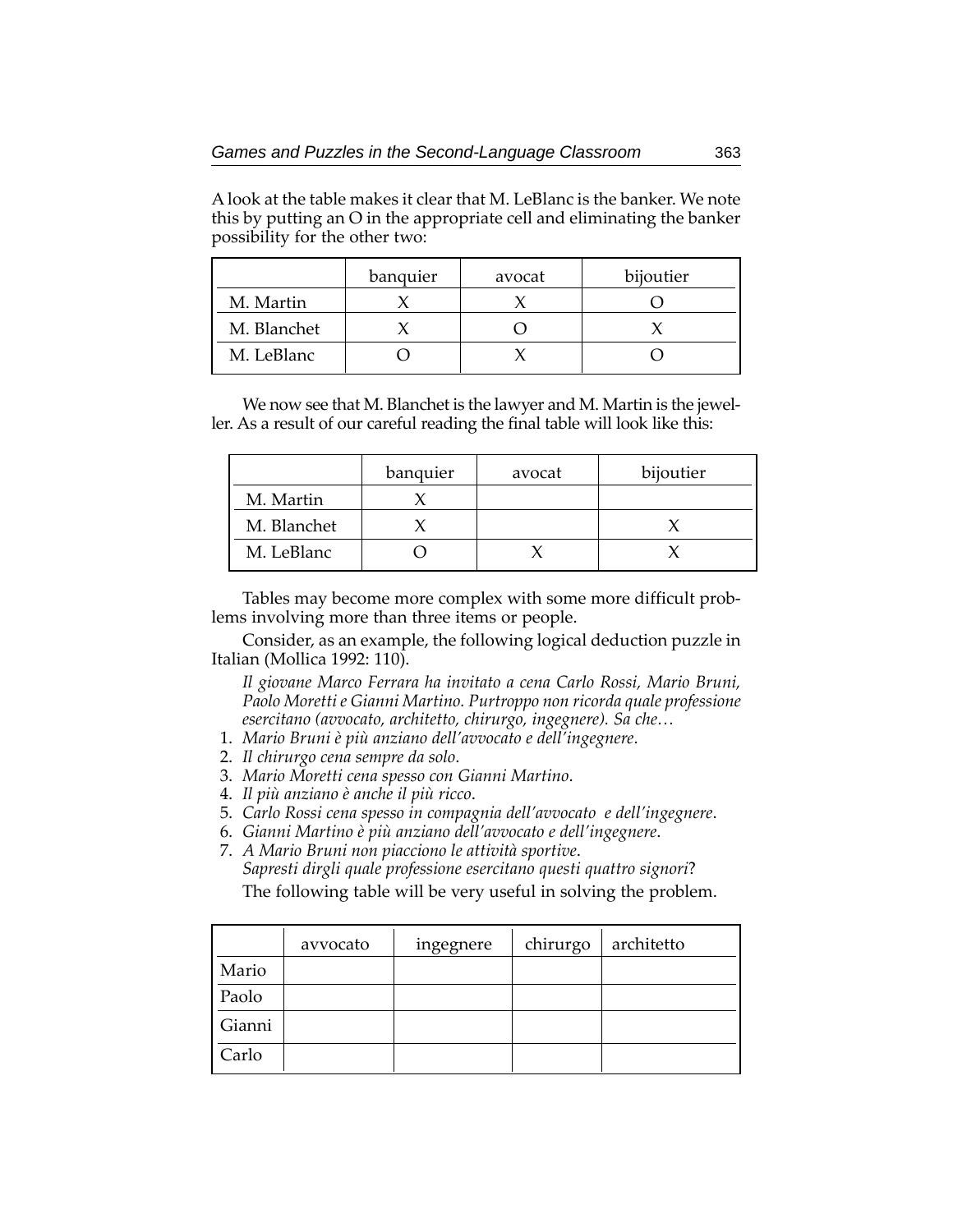A look at the table makes it clear that M. LeBlanc is the banker. We note this by putting an O in the appropriate cell and eliminating the banker possibility for the other two:

| | banquier | avocat | bijoutier |
|---|---|---|---|
| M. Martin | X | X | O |
| M. Blanchet | X | O | X |
| M. LeBlanc | O | X | O |

We now see that M. Blanchet is the lawyer and M. Martin is the jeweller. As a result of our careful reading the final table will look like this:

| | banquier | avocat | bijoutier |
|---|---|---|---|
| M. Martin | X | | |
| M. Blanchet | X | | X |
| M. LeBlanc | O | X | X |

Tables may become more complex with some more difficult problems involving more than three items or people.

Consider, as an example, the following logical deduction puzzle in Italian (Mollica 1992: 110).

*Il giovane Marco Ferrara ha invitato a cena Carlo Rossi, Mario Bruni, Paolo Moretti e Gianni Martino. Purtroppo non ricorda quale professione esercitano (avvocato, architetto, chirurgo, ingegnere). Sa che…*

1. *Mario Bruni è più anziano dell'avvocato e dell'ingegnere.*
2. *Il chirurgo cena sempre da solo.*
3. *Mario Moretti cena spesso con Gianni Martino.*
4. *Il più anziano è anche il più ricco.*
5. *Carlo Rossi cena spesso in compagnia dell'avvocato e dell'ingegnere.*
6. *Gianni Martino è più anziano dell'avvocato e dell'ingegnere.*
7. *A Mario Bruni non piacciono le attività sportive.*
   *Sapresti dirgli quale professione esercitano questi quattro signori*?

The following table will be very useful in solving the problem.

| | avvocato | ingegnere | chirurgo | architetto |
|---|---|---|---|---|
| Mario | | | | |
| Paolo | | | | |
| Gianni | | | | |
| Carlo | | | | |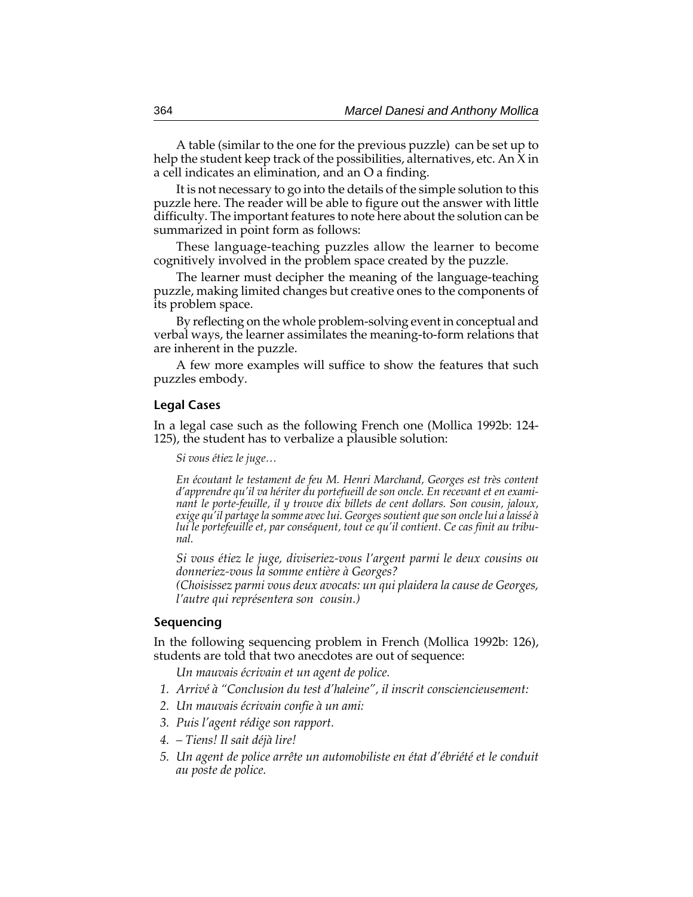A table (similar to the one for the previous puzzle) can be set up to help the student keep track of the possibilities, alternatives, etc. An X in a cell indicates an elimination, and an O a finding.

It is not necessary to go into the details of the simple solution to this puzzle here. The reader will be able to figure out the answer with little difficulty. The important features to note here about the solution can be summarized in point form as follows:

These language-teaching puzzles allow the learner to become cognitively involved in the problem space created by the puzzle.

The learner must decipher the meaning of the language-teaching puzzle, making limited changes but creative ones to the components of its problem space.

By reflecting on the whole problem-solving event in conceptual and verbal ways, the learner assimilates the meaning-to-form relations that are inherent in the puzzle.

A few more examples will suffice to show the features that such puzzles embody.

### Legal Cases

In a legal case such as the following French one (Mollica 1992b: 124-125), the student has to verbalize a plausible solution:

*Si vous étiez le juge…*

*En écoutant le testament de feu M. Henri Marchand, Georges est très content d'apprendre qu'il va hériter du portefeuill de son oncle. En recevant et en examinant le porte-feuille, il y trouve dix billets de cent dollars. Son cousin, jaloux, exige qu'il partage la somme avec lui. Georges soutient que son oncle lui a laissé à lui le portefeuille et, par conséquent, tout ce qu'il contient. Ce cas finit au tribunal.*

*Si vous étiez le juge, diviseriez-vous l'argent parmi le deux cousins ou donneriez-vous la somme entière à Georges?*
*(Choisissez parmi vous deux avocats: un qui plaidera la cause de Georges, l'autre qui représentera son cousin.)*

### Sequencing

In the following sequencing problem in French (Mollica 1992b: 126), students are told that two anecdotes are out of sequence:

*Un mauvais écrivain et un agent de police.*

1. *Arrivé à "Conclusion du test d'haleine", il inscrit consciencieusement:*
2. *Un mauvais écrivain confie à un ami:*
3. *Puis l'agent rédige son rapport.*
4. *– Tiens! Il sait déjà lire!*
5. *Un agent de police arrête un automobiliste en état d'ébriété et le conduit au poste de police.*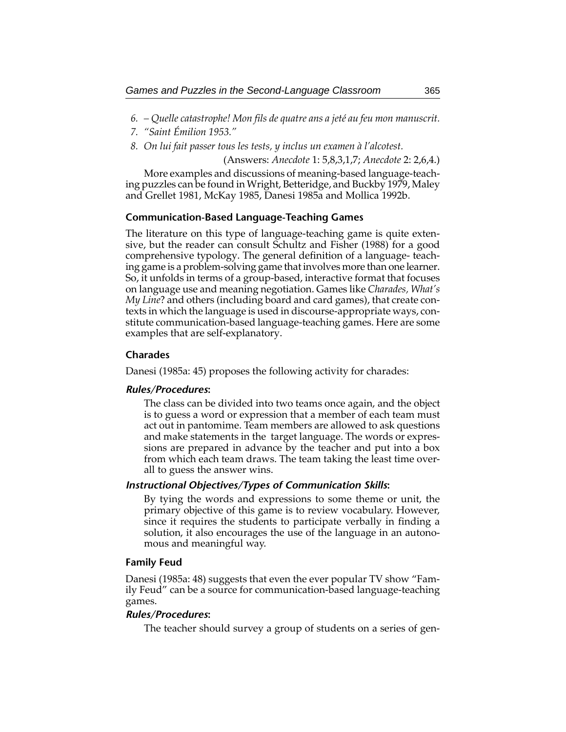6. *– Quelle catastrophe! Mon fils de quatre ans a jeté au feu mon manuscrit.*
7. *"Saint Émilion 1953."*
8. *On lui fait passer tous les tests, y inclus un examen à l'alcotest.*

(Answers: *Anecdote* 1: 5,8,3,1,7; *Anecdote* 2: 2,6,4.)

More examples and discussions of meaning-based language-teaching puzzles can be found in Wright, Betteridge, and Buckby 1979, Maley and Grellet 1981, McKay 1985, Danesi 1985a and Mollica 1992b.

### Communication-Based Language-Teaching Games

The literature on this type of language-teaching game is quite extensive, but the reader can consult Schultz and Fisher (1988) for a good comprehensive typology. The general definition of a language- teaching game is a problem-solving game that involves more than one learner. So, it unfolds in terms of a group-based, interactive format that focuses on language use and meaning negotiation. Games like *Charades, What's My Line*? and others (including board and card games), that create contexts in which the language is used in discourse-appropriate ways, constitute communication-based language-teaching games. Here are some examples that are self-explanatory.

### Charades

Danesi (1985a: 45) proposes the following activity for charades:

#### *Rules/Procedures*:

The class can be divided into two teams once again, and the object is to guess a word or expression that a member of each team must act out in pantomime. Team members are allowed to ask questions and make statements in the target language. The words or expressions are prepared in advance by the teacher and put into a box from which each team draws. The team taking the least time overall to guess the answer wins.

#### *Instructional Objectives/Types of Communication Skills*:

By tying the words and expressions to some theme or unit, the primary objective of this game is to review vocabulary. However, since it requires the students to participate verbally in finding a solution, it also encourages the use of the language in an autonomous and meaningful way.

### Family Feud

Danesi (1985a: 48) suggests that even the ever popular TV show "Family Feud" can be a source for communication-based language-teaching games.

#### *Rules/Procedures*:

The teacher should survey a group of students on a series of gen-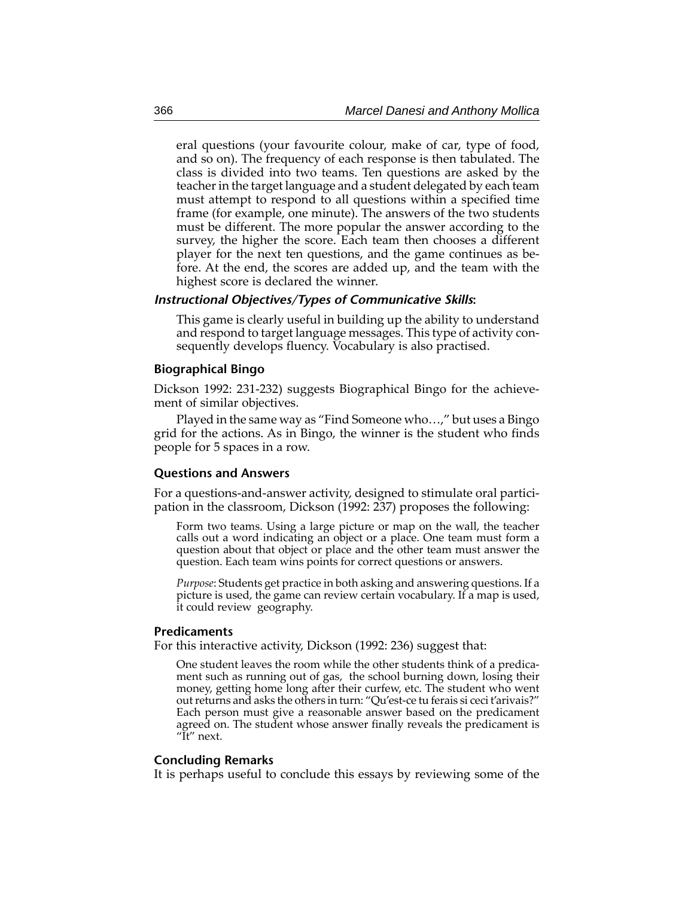eral questions (your favourite colour, make of car, type of food, and so on). The frequency of each response is then tabulated. The class is divided into two teams. Ten questions are asked by the teacher in the target language and a student delegated by each team must attempt to respond to all questions within a specified time frame (for example, one minute). The answers of the two students must be different. The more popular the answer according to the survey, the higher the score. Each team then chooses a different player for the next ten questions, and the game continues as before. At the end, the scores are added up, and the team with the highest score is declared the winner.

***Instructional Objectives/Types of Communicative Skills*:**

This game is clearly useful in building up the ability to understand and respond to target language messages. This type of activity consequently develops fluency. Vocabulary is also practised.

### Biographical Bingo

Dickson 1992: 231-232) suggests Biographical Bingo for the achievement of similar objectives.

Played in the same way as "Find Someone who…," but uses a Bingo grid for the actions. As in Bingo, the winner is the student who finds people for 5 spaces in a row.

### Questions and Answers

For a questions-and-answer activity, designed to stimulate oral participation in the classroom, Dickson (1992: 237) proposes the following:

> Form two teams. Using a large picture or map on the wall, the teacher calls out a word indicating an object or a place. One team must form a question about that object or place and the other team must answer the question. Each team wins points for correct questions or answers.
>
> *Purpose*: Students get practice in both asking and answering questions. If a picture is used, the game can review certain vocabulary. If a map is used, it could review geography.

### Predicaments

For this interactive activity, Dickson (1992: 236) suggest that:

> One student leaves the room while the other students think of a predicament such as running out of gas, the school burning down, losing their money, getting home long after their curfew, etc. The student who went out returns and asks the others in turn: "Qu'est-ce tu ferais si ceci t'arivais?" Each person must give a reasonable answer based on the predicament agreed on. The student whose answer finally reveals the predicament is "It" next.

### Concluding Remarks

It is perhaps useful to conclude this essays by reviewing some of the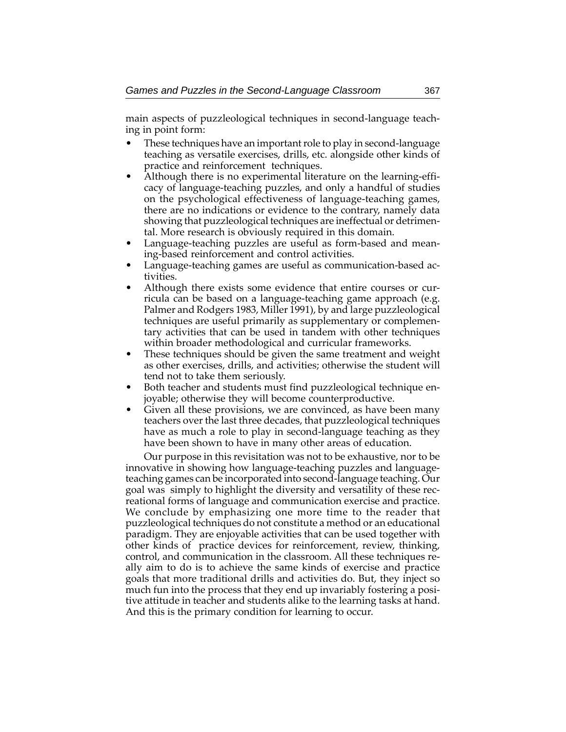main aspects of puzzleological techniques in second-language teaching in point form:

- These techniques have an important role to play in second-language teaching as versatile exercises, drills, etc. alongside other kinds of practice and reinforcement techniques.
- Although there is no experimental literature on the learning-efficacy of language-teaching puzzles, and only a handful of studies on the psychological effectiveness of language-teaching games, there are no indications or evidence to the contrary, namely data showing that puzzleological techniques are ineffectual or detrimental. More research is obviously required in this domain.
- Language-teaching puzzles are useful as form-based and meaning-based reinforcement and control activities.
- Language-teaching games are useful as communication-based activities.
- Although there exists some evidence that entire courses or curricula can be based on a language-teaching game approach (e.g. Palmer and Rodgers 1983, Miller 1991), by and large puzzleological techniques are useful primarily as supplementary or complementary activities that can be used in tandem with other techniques within broader methodological and curricular frameworks.
- These techniques should be given the same treatment and weight as other exercises, drills, and activities; otherwise the student will tend not to take them seriously.
- Both teacher and students must find puzzleological technique enjoyable; otherwise they will become counterproductive.
- Given all these provisions, we are convinced, as have been many teachers over the last three decades, that puzzleological techniques have as much a role to play in second-language teaching as they have been shown to have in many other areas of education.

Our purpose in this revisitation was not to be exhaustive, nor to be innovative in showing how language-teaching puzzles and language-teaching games can be incorporated into second-language teaching. Our goal was simply to highlight the diversity and versatility of these recreational forms of language and communication exercise and practice. We conclude by emphasizing one more time to the reader that puzzleological techniques do not constitute a method or an educational paradigm. They are enjoyable activities that can be used together with other kinds of practice devices for reinforcement, review, thinking, control, and communication in the classroom. All these techniques really aim to do is to achieve the same kinds of exercise and practice goals that more traditional drills and activities do. But, they inject so much fun into the process that they end up invariably fostering a positive attitude in teacher and students alike to the learning tasks at hand. And this is the primary condition for learning to occur.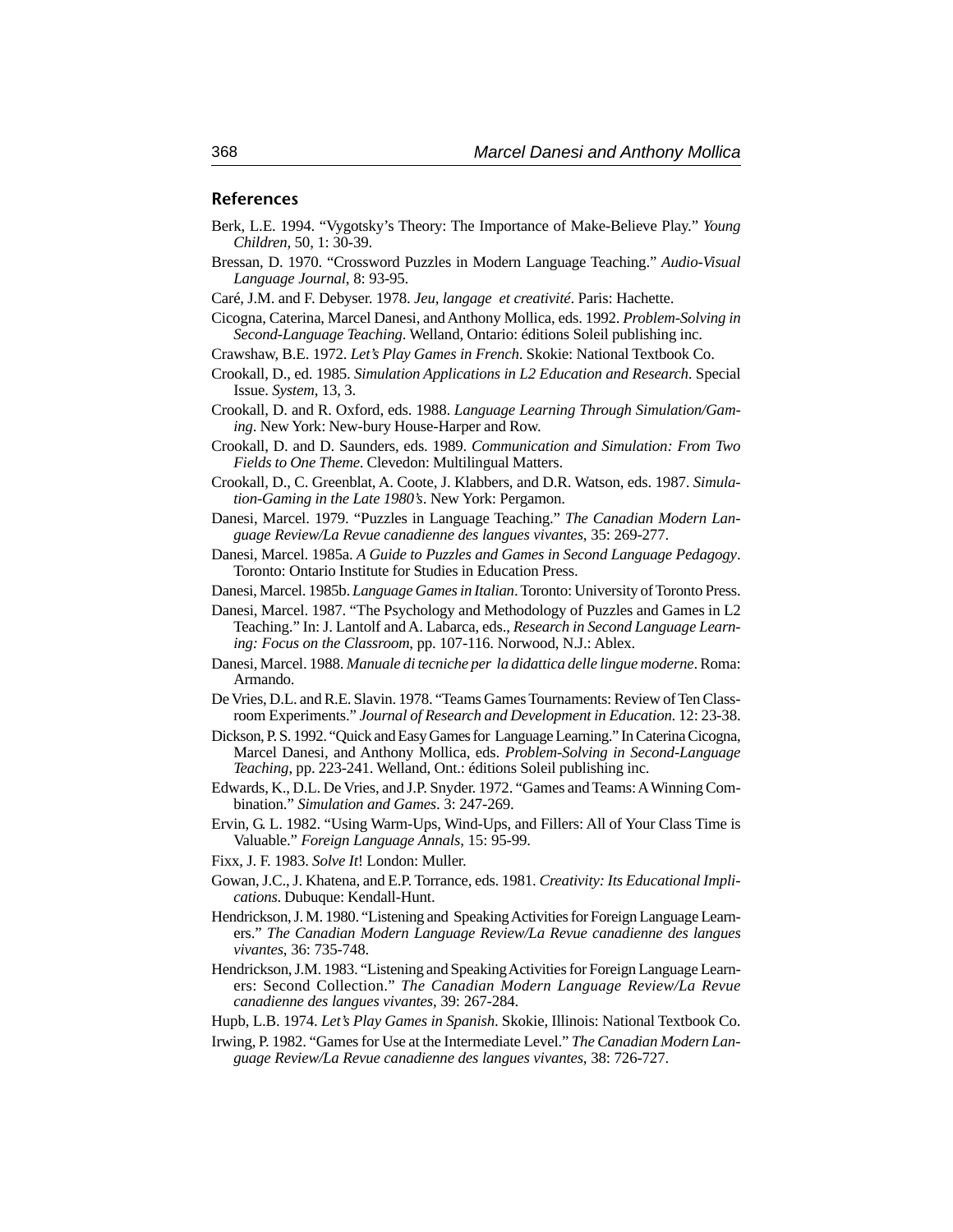## References

Berk, L.E. 1994. "Vygotsky's Theory: The Importance of Make-Believe Play." *Young Children*, 50, 1: 30-39.

Bressan, D. 1970. "Crossword Puzzles in Modern Language Teaching." *Audio-Visual Language Journal*, 8: 93-95.

Caré, J.M. and F. Debyser. 1978. *Jeu, langage et creativité*. Paris: Hachette.

Cicogna, Caterina, Marcel Danesi, and Anthony Mollica, eds. 1992. *Problem-Solving in Second-Language Teaching*. Welland, Ontario: éditions Soleil publishing inc.

Crawshaw, B.E. 1972. *Let's Play Games in French*. Skokie: National Textbook Co.

Crookall, D., ed. 1985. *Simulation Applications in L2 Education and Research*. Special Issue. *System*, 13, 3.

Crookall, D. and R. Oxford, eds. 1988. *Language Learning Through Simulation/Gaming*. New York: New-bury House-Harper and Row.

Crookall, D. and D. Saunders, eds. 1989. *Communication and Simulation: From Two Fields to One Theme*. Clevedon: Multilingual Matters.

Crookall, D., C. Greenblat, A. Coote, J. Klabbers, and D.R. Watson, eds. 1987. *Simulation-Gaming in the Late 1980's*. New York: Pergamon.

Danesi, Marcel. 1979. "Puzzles in Language Teaching." *The Canadian Modern Language Review/La Revue canadienne des langues vivantes*, 35: 269-277.

Danesi, Marcel. 1985a. *A Guide to Puzzles and Games in Second Language Pedagogy*. Toronto: Ontario Institute for Studies in Education Press.

Danesi, Marcel. 1985b. *Language Games in Italian*. Toronto: University of Toronto Press.

Danesi, Marcel. 1987. "The Psychology and Methodology of Puzzles and Games in L2 Teaching." In: J. Lantolf and A. Labarca, eds., *Research in Second Language Learning: Focus on the Classroom*, pp. 107-116. Norwood, N.J.: Ablex.

Danesi, Marcel. 1988. *Manuale di tecniche per la didattica delle lingue moderne*. Roma: Armando.

De Vries, D.L. and R.E. Slavin. 1978. "Teams Games Tournaments: Review of Ten Classroom Experiments." *Journal of Research and Development in Education*. 12: 23-38.

Dickson, P. S. 1992. "Quick and Easy Games for Language Learning." In Caterina Cicogna, Marcel Danesi, and Anthony Mollica, eds. *Problem-Solving in Second-Language Teaching*, pp. 223-241. Welland, Ont.: éditions Soleil publishing inc.

Edwards, K., D.L. De Vries, and J.P. Snyder. 1972. "Games and Teams: A Winning Combination." *Simulation and Games*. 3: 247-269.

Ervin, G. L. 1982. "Using Warm-Ups, Wind-Ups, and Fillers: All of Your Class Time is Valuable." *Foreign Language Annals*, 15: 95-99.

Fixx, J. F. 1983. *Solve It*! London: Muller.

Gowan, J.C., J. Khatena, and E.P. Torrance, eds. 1981. *Creativity: Its Educational Implications*. Dubuque: Kendall-Hunt.

Hendrickson, J. M. 1980. "Listening and Speaking Activities for Foreign Language Learners." *The Canadian Modern Language Review/La Revue canadienne des langues vivantes*, 36: 735-748.

Hendrickson, J.M. 1983. "Listening and Speaking Activities for Foreign Language Learners: Second Collection." *The Canadian Modern Language Review/La Revue canadienne des langues vivantes*, 39: 267-284.

Hupb, L.B. 1974. *Let's Play Games in Spanish*. Skokie, Illinois: National Textbook Co.

Irwing, P. 1982. "Games for Use at the Intermediate Level." *The Canadian Modern Language Review/La Revue canadienne des langues vivantes*, 38: 726-727.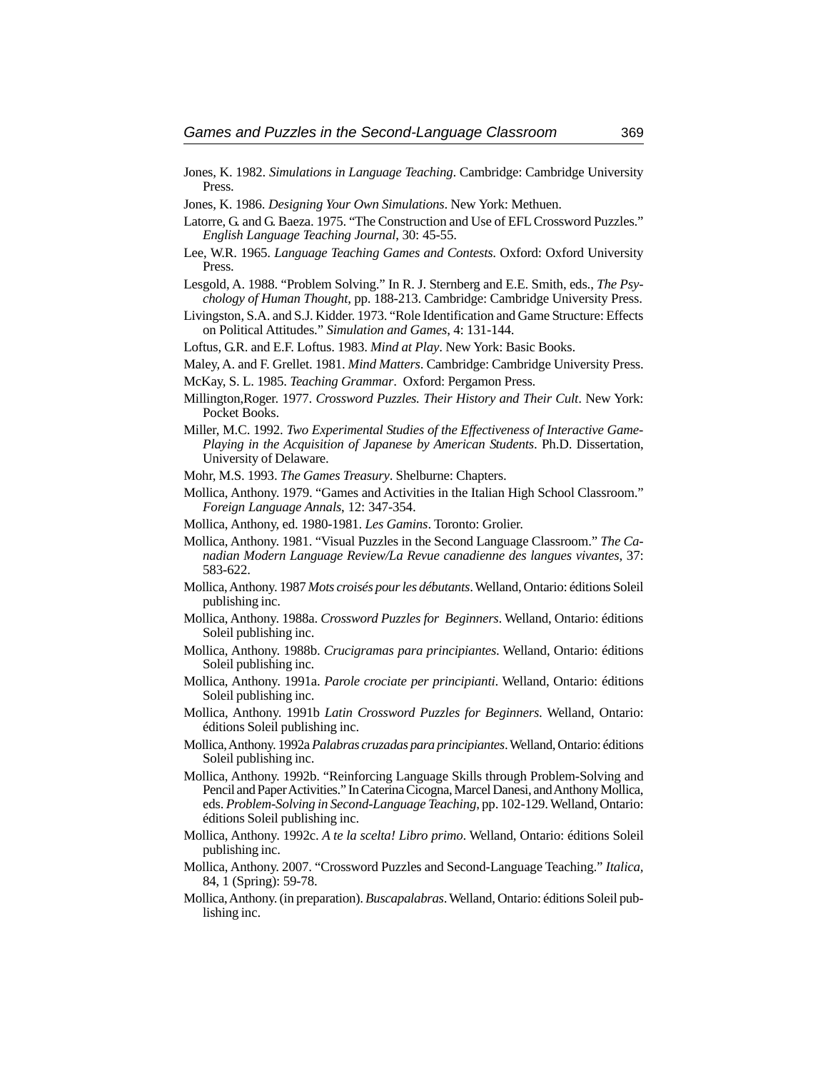Jones, K. 1982. *Simulations in Language Teaching*. Cambridge: Cambridge University Press.

Jones, K. 1986. *Designing Your Own Simulations*. New York: Methuen.

Latorre, G. and G. Baeza. 1975. "The Construction and Use of EFL Crossword Puzzles." *English Language Teaching Journal*, 30: 45-55.

Lee, W.R. 1965. *Language Teaching Games and Contests*. Oxford: Oxford University Press.

Lesgold, A. 1988. "Problem Solving." In R. J. Sternberg and E.E. Smith, eds., *The Psychology of Human Thought*, pp. 188-213. Cambridge: Cambridge University Press.

Livingston, S.A. and S.J. Kidder. 1973. "Role Identification and Game Structure: Effects on Political Attitudes." *Simulation and Games*, 4: 131-144.

Loftus, G.R. and E.F. Loftus. 1983. *Mind at Play*. New York: Basic Books.

Maley, A. and F. Grellet. 1981. *Mind Matters*. Cambridge: Cambridge University Press.

McKay, S. L. 1985. *Teaching Grammar*. Oxford: Pergamon Press.

Millington,Roger. 1977. *Crossword Puzzles. Their History and Their Cult*. New York: Pocket Books.

Miller, M.C. 1992. *Two Experimental Studies of the Effectiveness of Interactive Game-Playing in the Acquisition of Japanese by American Students*. Ph.D. Dissertation, University of Delaware.

Mohr, M.S. 1993. *The Games Treasury*. Shelburne: Chapters.

Mollica, Anthony. 1979. "Games and Activities in the Italian High School Classroom." *Foreign Language Annals*, 12: 347-354.

Mollica, Anthony, ed. 1980-1981. *Les Gamins*. Toronto: Grolier.

Mollica, Anthony. 1981. "Visual Puzzles in the Second Language Classroom." *The Canadian Modern Language Review/La Revue canadienne des langues vivantes*, 37: 583-622.

Mollica, Anthony. 1987 *Mots croisés pour les débutants*. Welland, Ontario: éditions Soleil publishing inc.

Mollica, Anthony. 1988a. *Crossword Puzzles for Beginners*. Welland, Ontario: éditions Soleil publishing inc.

Mollica, Anthony. 1988b. *Crucigramas para principiantes*. Welland, Ontario: éditions Soleil publishing inc.

Mollica, Anthony. 1991a. *Parole crociate per principianti*. Welland, Ontario: éditions Soleil publishing inc.

Mollica, Anthony. 1991b *Latin Crossword Puzzles for Beginners*. Welland, Ontario: éditions Soleil publishing inc.

Mollica, Anthony. 1992a *Palabras cruzadas para principiantes*. Welland, Ontario: éditions Soleil publishing inc.

Mollica, Anthony. 1992b. "Reinforcing Language Skills through Problem-Solving and Pencil and Paper Activities." In Caterina Cicogna, Marcel Danesi, and Anthony Mollica, eds. *Problem-Solving in Second-Language Teaching*, pp. 102-129. Welland, Ontario: éditions Soleil publishing inc.

Mollica, Anthony. 1992c. *A te la scelta! Libro primo*. Welland, Ontario: éditions Soleil publishing inc.

Mollica, Anthony. 2007. "Crossword Puzzles and Second-Language Teaching." *Italica*, 84, 1 (Spring): 59-78.

Mollica, Anthony. (in preparation). *Buscapalabras*. Welland, Ontario: éditions Soleil publishing inc.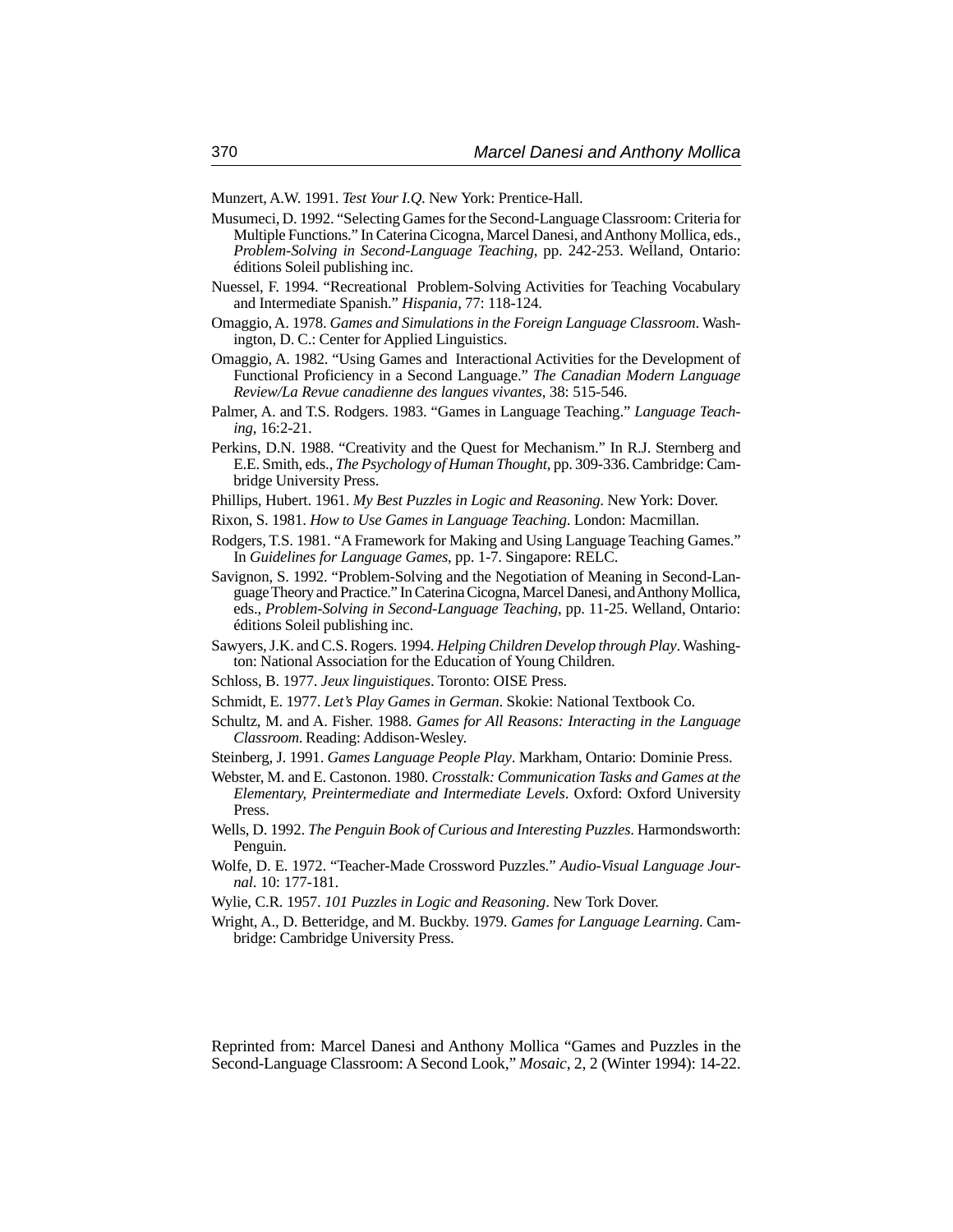Munzert, A.W. 1991. *Test Your I.Q.* New York: Prentice-Hall.

Musumeci, D. 1992. "Selecting Games for the Second-Language Classroom: Criteria for Multiple Functions." In Caterina Cicogna, Marcel Danesi, and Anthony Mollica, eds., *Problem-Solving in Second-Language Teaching*, pp. 242-253. Welland, Ontario: éditions Soleil publishing inc.

Nuessel, F. 1994. "Recreational Problem-Solving Activities for Teaching Vocabulary and Intermediate Spanish." *Hispania*, 77: 118-124.

Omaggio, A. 1978. *Games and Simulations in the Foreign Language Classroom*. Washington, D. C.: Center for Applied Linguistics.

Omaggio, A. 1982. "Using Games and Interactional Activities for the Development of Functional Proficiency in a Second Language." *The Canadian Modern Language Review/La Revue canadienne des langues vivantes*, 38: 515-546.

Palmer, A. and T.S. Rodgers. 1983. "Games in Language Teaching." *Language Teaching*, 16:2-21.

Perkins, D.N. 1988. "Creativity and the Quest for Mechanism." In R.J. Sternberg and E.E. Smith, eds., *The Psychology of Human Thought*, pp. 309-336. Cambridge: Cambridge University Press.

Phillips, Hubert. 1961. *My Best Puzzles in Logic and Reasoning.* New York: Dover.

Rixon, S. 1981. *How to Use Games in Language Teaching*. London: Macmillan.

Rodgers, T.S. 1981. "A Framework for Making and Using Language Teaching Games." In *Guidelines for Language Games*, pp. 1-7. Singapore: RELC.

Savignon, S. 1992. "Problem-Solving and the Negotiation of Meaning in Second-Language Theory and Practice." In Caterina Cicogna, Marcel Danesi, and Anthony Mollica, eds., *Problem-Solving in Second-Language Teaching*, pp. 11-25. Welland, Ontario: éditions Soleil publishing inc.

Sawyers, J.K. and C.S. Rogers. 1994. *Helping Children Develop through Play*. Washington: National Association for the Education of Young Children.

Schloss, B. 1977. *Jeux linguistiques*. Toronto: OISE Press.

Schmidt, E. 1977. *Let's Play Games in German*. Skokie: National Textbook Co.

Schultz, M. and A. Fisher. 1988. *Games for All Reasons: Interacting in the Language Classroom*. Reading: Addison-Wesley.

Steinberg, J. 1991. *Games Language People Play*. Markham, Ontario: Dominie Press.

Webster, M. and E. Castonon. 1980. *Crosstalk: Communication Tasks and Games at the Elementary, Preintermediate and Intermediate Levels*. Oxford: Oxford University Press.

Wells, D. 1992. *The Penguin Book of Curious and Interesting Puzzles*. Harmondsworth: Penguin.

Wolfe, D. E. 1972. "Teacher-Made Crossword Puzzles." *Audio-Visual Language Journal*. 10: 177-181.

Wylie, C.R. 1957. *101 Puzzles in Logic and Reasoning*. New Tork Dover.

Wright, A., D. Betteridge, and M. Buckby. 1979. *Games for Language Learning*. Cambridge: Cambridge University Press.

Reprinted from: Marcel Danesi and Anthony Mollica "Games and Puzzles in the Second-Language Classroom: A Second Look," *Mosaic*, 2, 2 (Winter 1994): 14-22.